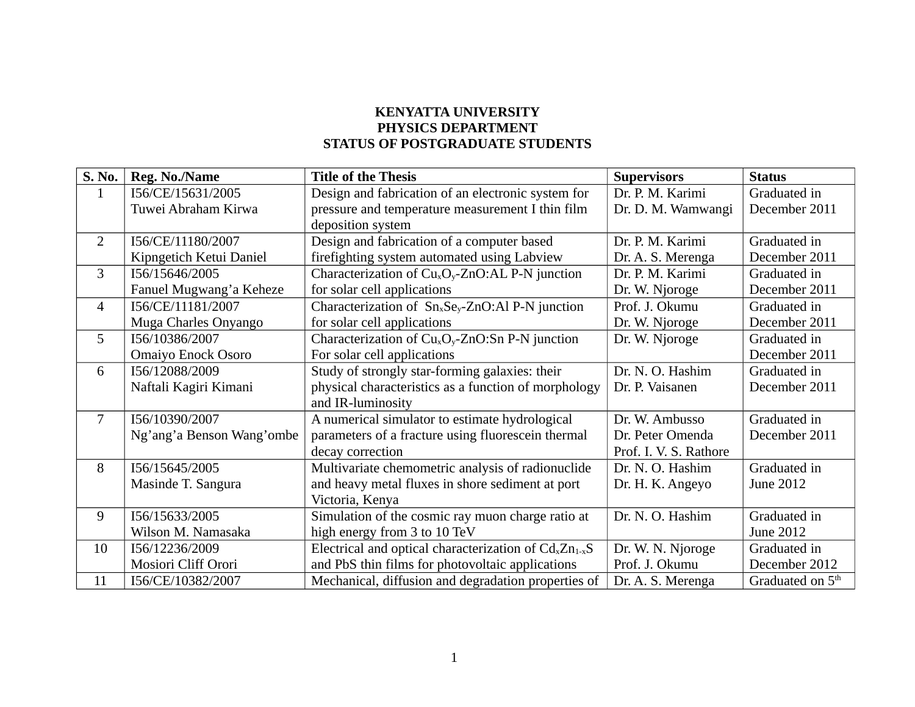**KENYATTA UNIVERSITY**
**PHYSICS DEPARTMENT**
**STATUS OF POSTGRADUATE STUDENTS**

| S. No. | Reg. No./Name | Title of the Thesis | Supervisors | Status |
|---|---|---|---|---|
| 1 | I56/CE/15631/2005 Tuwei Abraham Kirwa | Design and fabrication of an electronic system for pressure and temperature measurement I thin film deposition system | Dr. P. M. Karimi Dr. D. M. Wamwangi | Graduated in December 2011 |
| 2 | I56/CE/11180/2007 Kipngetich Ketui Daniel | Design and fabrication of a computer based firefighting system automated using Labview | Dr. P. M. Karimi Dr. A. S. Merenga | Graduated in December 2011 |
| 3 | I56/15646/2005 Fanuel Mugwang'a Keheze | Characterization of $Cu_xO_y$-ZnO:AL P-N junction for solar cell applications | Dr. P. M. Karimi Dr. W. Njoroge | Graduated in December 2011 |
| 4 | I56/CE/11181/2007 Muga Charles Onyango | Characterization of $Sn_xSe_y$-ZnO:Al P-N junction for solar cell applications | Prof. J. Okumu Dr. W. Njoroge | Graduated in December 2011 |
| 5 | I56/10386/2007 Omaiyo Enock Osoro | Characterization of $Cu_xO_y$-ZnO:Sn P-N junction For solar cell applications | Dr. W. Njoroge | Graduated in December 2011 |
| 6 | I56/12088/2009 Naftali Kagiri Kimani | Study of strongly star-forming galaxies: their physical characteristics as a function of morphology and IR-luminosity | Dr. N. O. Hashim Dr. P. Vaisanen | Graduated in December 2011 |
| 7 | I56/10390/2007 Ng'ang'a Benson Wang'ombe | A numerical simulator to estimate hydrological parameters of a fracture using fluorescein thermal decay correction | Dr. W. Ambusso Dr. Peter Omenda Prof. I. V. S. Rathore | Graduated in December 2011 |
| 8 | I56/15645/2005 Masinde T. Sangura | Multivariate chemometric analysis of radionuclide and heavy metal fluxes in shore sediment at port Victoria, Kenya | Dr. N. O. Hashim Dr. H. K. Angeyo | Graduated in June 2012 |
| 9 | I56/15633/2005 Wilson M. Namasaka | Simulation of the cosmic ray muon charge ratio at high energy from 3 to 10 TeV | Dr. N. O. Hashim | Graduated in June 2012 |
| 10 | I56/12236/2009 Mosiori Cliff Orori | Electrical and optical characterization of $Cd_xZn_{1-x}S$ and PbS thin films for photovoltaic applications | Dr. W. N. Njoroge Prof. J. Okumu | Graduated in December 2012 |
| 11 | I56/CE/10382/2007 | Mechanical, diffusion and degradation properties of | Dr. A. S. Merenga | Graduated on 5th |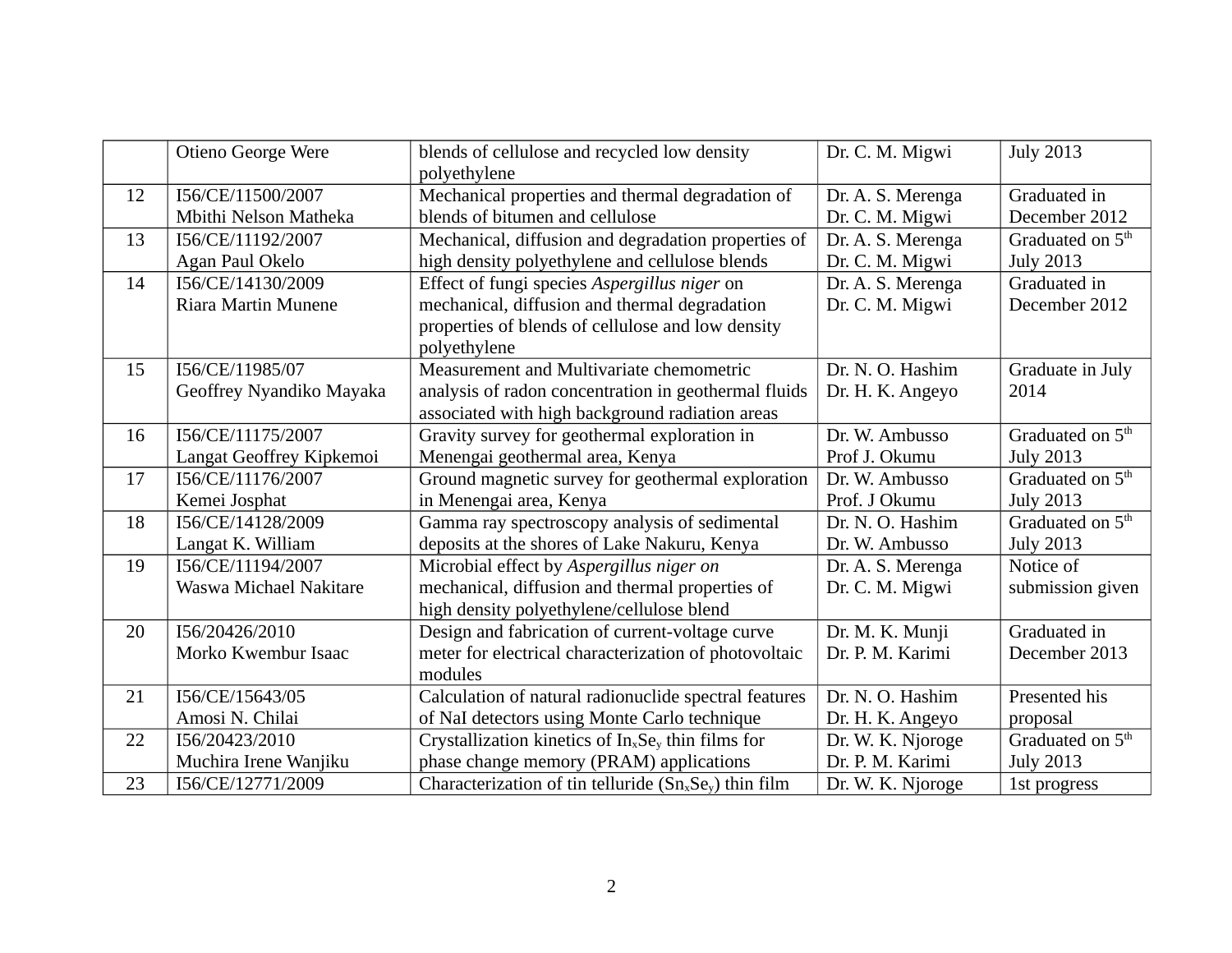| | | | | |
|---|---|---|---|---|
| | Otieno George Were | blends of cellulose and recycled low density polyethylene | Dr. C. M. Migwi | July 2013 |
| 12 | I56/CE/11500/2007<br>Mbithi Nelson Matheka | Mechanical properties and thermal degradation of blends of bitumen and cellulose | Dr. A. S. Merenga<br>Dr. C. M. Migwi | Graduated in December 2012 |
| 13 | I56/CE/11192/2007<br>Agan Paul Okelo | Mechanical, diffusion and degradation properties of high density polyethylene and cellulose blends | Dr. A. S. Merenga<br>Dr. C. M. Migwi | Graduated on 5th July 2013 |
| 14 | I56/CE/14130/2009<br>Riara Martin Munene | Effect of fungi species *Aspergillus niger* on mechanical, diffusion and thermal degradation properties of blends of cellulose and low density polyethylene | Dr. A. S. Merenga<br>Dr. C. M. Migwi | Graduated in December 2012 |
| 15 | I56/CE/11985/07<br>Geoffrey Nyandiko Mayaka | Measurement and Multivariate chemometric analysis of radon concentration in geothermal fluids associated with high background radiation areas | Dr. N. O. Hashim<br>Dr. H. K. Angeyo | Graduate in July 2014 |
| 16 | I56/CE/11175/2007<br>Langat Geoffrey Kipkemoi | Gravity survey for geothermal exploration in Menengai geothermal area, Kenya | Dr. W. Ambusso<br>Prof J. Okumu | Graduated on 5th July 2013 |
| 17 | I56/CE/11176/2007<br>Kemei Josphat | Ground magnetic survey for geothermal exploration in Menengai area, Kenya | Dr. W. Ambusso<br>Prof. J Okumu | Graduated on 5th July 2013 |
| 18 | I56/CE/14128/2009<br>Langat K. William | Gamma ray spectroscopy analysis of sedimental deposits at the shores of Lake Nakuru, Kenya | Dr. N. O. Hashim<br>Dr. W. Ambusso | Graduated on 5th July 2013 |
| 19 | I56/CE/11194/2007<br>Waswa Michael Nakitare | Microbial effect by *Aspergillus niger on* mechanical, diffusion and thermal properties of high density polyethylene/cellulose blend | Dr. A. S. Merenga<br>Dr. C. M. Migwi | Notice of submission given |
| 20 | I56/20426/2010<br>Morko Kwembur Isaac | Design and fabrication of current-voltage curve meter for electrical characterization of photovoltaic modules | Dr. M. K. Munji<br>Dr. P. M. Karimi | Graduated in December 2013 |
| 21 | I56/CE/15643/05<br>Amosi N. Chilai | Calculation of natural radionuclide spectral features of NaI detectors using Monte Carlo technique | Dr. N. O. Hashim<br>Dr. H. K. Angeyo | Presented his proposal |
| 22 | I56/20423/2010<br>Muchira Irene Wanjiku | Crystallization kinetics of $In_xSe_y$ thin films for phase change memory (PRAM) applications | Dr. W. K. Njoroge<br>Dr. P. M. Karimi | Graduated on 5th July 2013 |
| 23 | I56/CE/12771/2009 | Characterization of tin telluride ($Sn_xSe_y$) thin film | Dr. W. K. Njoroge | 1st progress |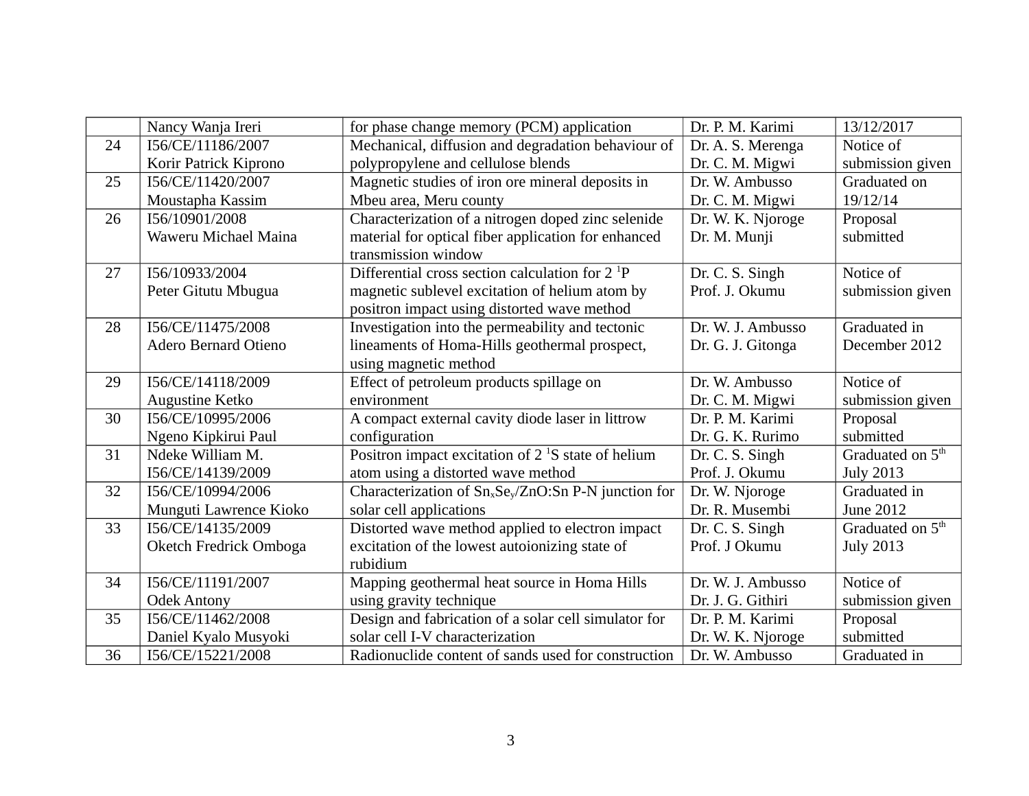| | | | | |
|---|---|---|---|---|
| | Nancy Wanja Ireri | for phase change memory (PCM) application | Dr. P. M. Karimi | 13/12/2017 |
| 24 | I56/CE/11186/2007<br>Korir Patrick Kiprono | Mechanical, diffusion and degradation behaviour of polypropylene and cellulose blends | Dr. A. S. Merenga<br>Dr. C. M. Migwi | Notice of submission given |
| 25 | I56/CE/11420/2007<br>Moustapha Kassim | Magnetic studies of iron ore mineral deposits in Mbeu area, Meru county | Dr. W. Ambusso<br>Dr. C. M. Migwi | Graduated on 19/12/14 |
| 26 | I56/10901/2008<br>Waweru Michael Maina | Characterization of a nitrogen doped zinc selenide material for optical fiber application for enhanced transmission window | Dr. W. K. Njoroge<br>Dr. M. Munji | Proposal submitted |
| 27 | I56/10933/2004<br>Peter Gitutu Mbugua | Differential cross section calculation for 2 $^1$P magnetic sublevel excitation of helium atom by positron impact using distorted wave method | Dr. C. S. Singh<br>Prof. J. Okumu | Notice of submission given |
| 28 | I56/CE/11475/2008<br>Adero Bernard Otieno | Investigation into the permeability and tectonic lineaments of Homa-Hills geothermal prospect, using magnetic method | Dr. W. J. Ambusso<br>Dr. G. J. Gitonga | Graduated in December 2012 |
| 29 | I56/CE/14118/2009<br>Augustine Ketko | Effect of petroleum products spillage on environment | Dr. W. Ambusso<br>Dr. C. M. Migwi | Notice of submission given |
| 30 | I56/CE/10995/2006<br>Ngeno Kipkirui Paul | A compact external cavity diode laser in littrow configuration | Dr. P. M. Karimi<br>Dr. G. K. Rurimo | Proposal submitted |
| 31 | Ndeke William M.<br>I56/CE/14139/2009 | Positron impact excitation of 2 $^1$S state of helium atom using a distorted wave method | Dr. C. S. Singh<br>Prof. J. Okumu | Graduated on 5$^{th}$ July 2013 |
| 32 | I56/CE/10994/2006<br>Munguti Lawrence Kioko | Characterization of $Sn_xSe_y$/ZnO:Sn P-N junction for solar cell applications | Dr. W. Njoroge<br>Dr. R. Musembi | Graduated in June 2012 |
| 33 | I56/CE/14135/2009<br>Oketch Fredrick Omboga | Distorted wave method applied to electron impact excitation of the lowest autoionizing state of rubidium | Dr. C. S. Singh<br>Prof. J Okumu | Graduated on 5$^{th}$ July 2013 |
| 34 | I56/CE/11191/2007<br>Odek Antony | Mapping geothermal heat source in Homa Hills using gravity technique | Dr. W. J. Ambusso<br>Dr. J. G. Githiri | Notice of submission given |
| 35 | I56/CE/11462/2008<br>Daniel Kyalo Musyoki | Design and fabrication of a solar cell simulator for solar cell I-V characterization | Dr. P. M. Karimi<br>Dr. W. K. Njoroge | Proposal submitted |
| 36 | I56/CE/15221/2008 | Radionuclide content of sands used for construction | Dr. W. Ambusso | Graduated in |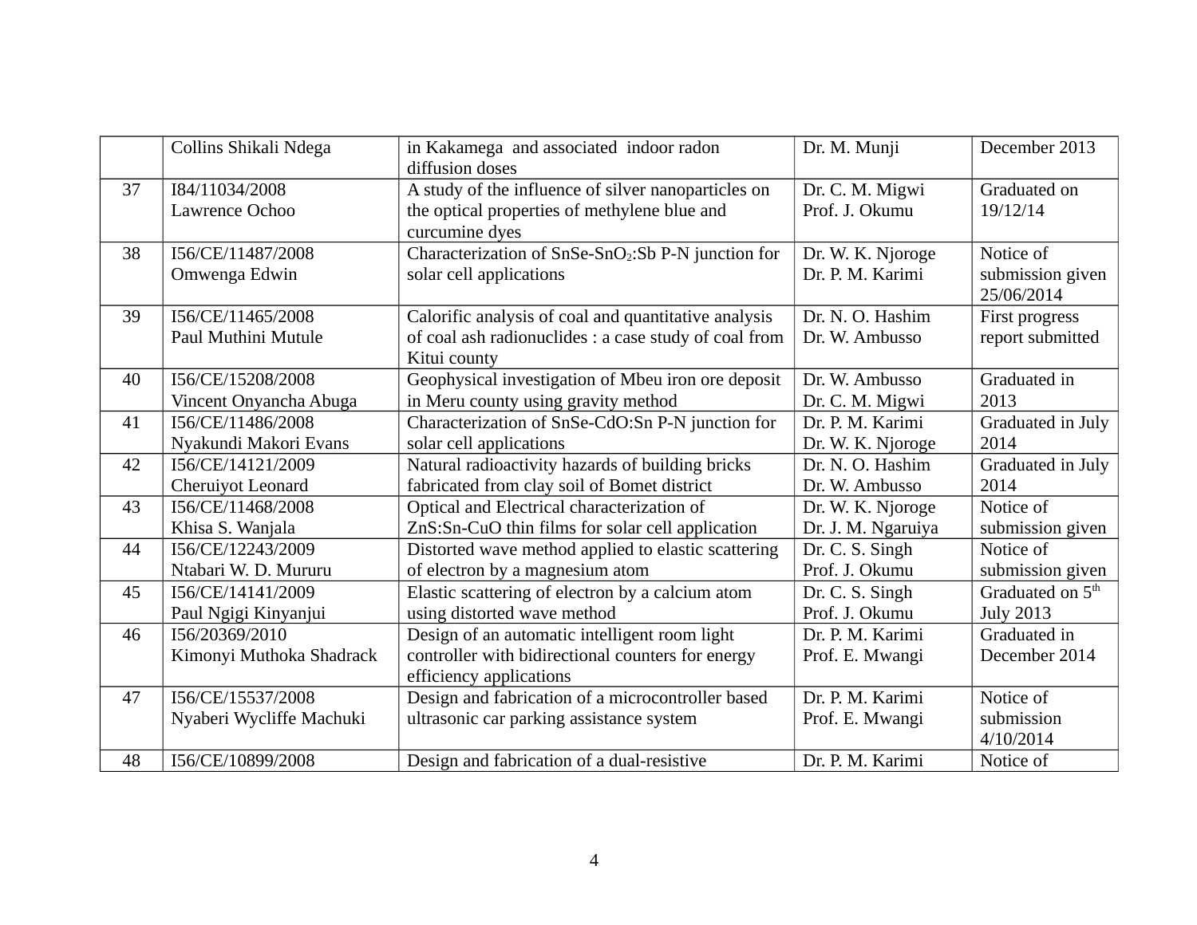|  |  |  |  |  |
|---|---|---|---|---|
|  | Collins Shikali Ndega | in Kakamega and associated indoor radon diffusion doses | Dr. M. Munji | December 2013 |
| 37 | I84/11034/2008<br>Lawrence Ochoo | A study of the influence of silver nanoparticles on the optical properties of methylene blue and curcumine dyes | Dr. C. M. Migwi<br>Prof. J. Okumu | Graduated on 19/12/14 |
| 38 | I56/CE/11487/2008<br>Omwenga Edwin | Characterization of SnSe-$SnO_2$:Sb P-N junction for solar cell applications | Dr. W. K. Njoroge<br>Dr. P. M. Karimi | Notice of submission given 25/06/2014 |
| 39 | I56/CE/11465/2008<br>Paul Muthini Mutule | Calorific analysis of coal and quantitative analysis of coal ash radionuclides : a case study of coal from Kitui county | Dr. N. O. Hashim<br>Dr. W. Ambusso | First progress report submitted |
| 40 | I56/CE/15208/2008<br>Vincent Onyancha Abuga | Geophysical investigation of Mbeu iron ore deposit in Meru county using gravity method | Dr. W. Ambusso<br>Dr. C. M. Migwi | Graduated in 2013 |
| 41 | I56/CE/11486/2008<br>Nyakundi Makori Evans | Characterization of SnSe-CdO:Sn P-N junction for solar cell applications | Dr. P. M. Karimi<br>Dr. W. K. Njoroge | Graduated in July 2014 |
| 42 | I56/CE/14121/2009<br>Cheruiyot Leonard | Natural radioactivity hazards of building bricks fabricated from clay soil of Bomet district | Dr. N. O. Hashim<br>Dr. W. Ambusso | Graduated in July 2014 |
| 43 | I56/CE/11468/2008<br>Khisa S. Wanjala | Optical and Electrical characterization of ZnS:Sn-CuO thin films for solar cell application | Dr. W. K. Njoroge<br>Dr. J. M. Ngaruiya | Notice of submission given |
| 44 | I56/CE/12243/2009<br>Ntabari W. D. Mururu | Distorted wave method applied to elastic scattering of electron by a magnesium atom | Dr. C. S. Singh<br>Prof. J. Okumu | Notice of submission given |
| 45 | I56/CE/14141/2009<br>Paul Ngigi Kinyanjui | Elastic scattering of electron by a calcium atom using distorted wave method | Dr. C. S. Singh<br>Prof. J. Okumu | Graduated on 5th July 2013 |
| 46 | I56/20369/2010<br>Kimonyi Muthoka Shadrack | Design of an automatic intelligent room light controller with bidirectional counters for energy efficiency applications | Dr. P. M. Karimi<br>Prof. E. Mwangi | Graduated in December 2014 |
| 47 | I56/CE/15537/2008<br>Nyaberi Wycliffe Machuki | Design and fabrication of a microcontroller based ultrasonic car parking assistance system | Dr. P. M. Karimi<br>Prof. E. Mwangi | Notice of submission 4/10/2014 |
| 48 | I56/CE/10899/2008 | Design and fabrication of a dual-resistive | Dr. P. M. Karimi | Notice of |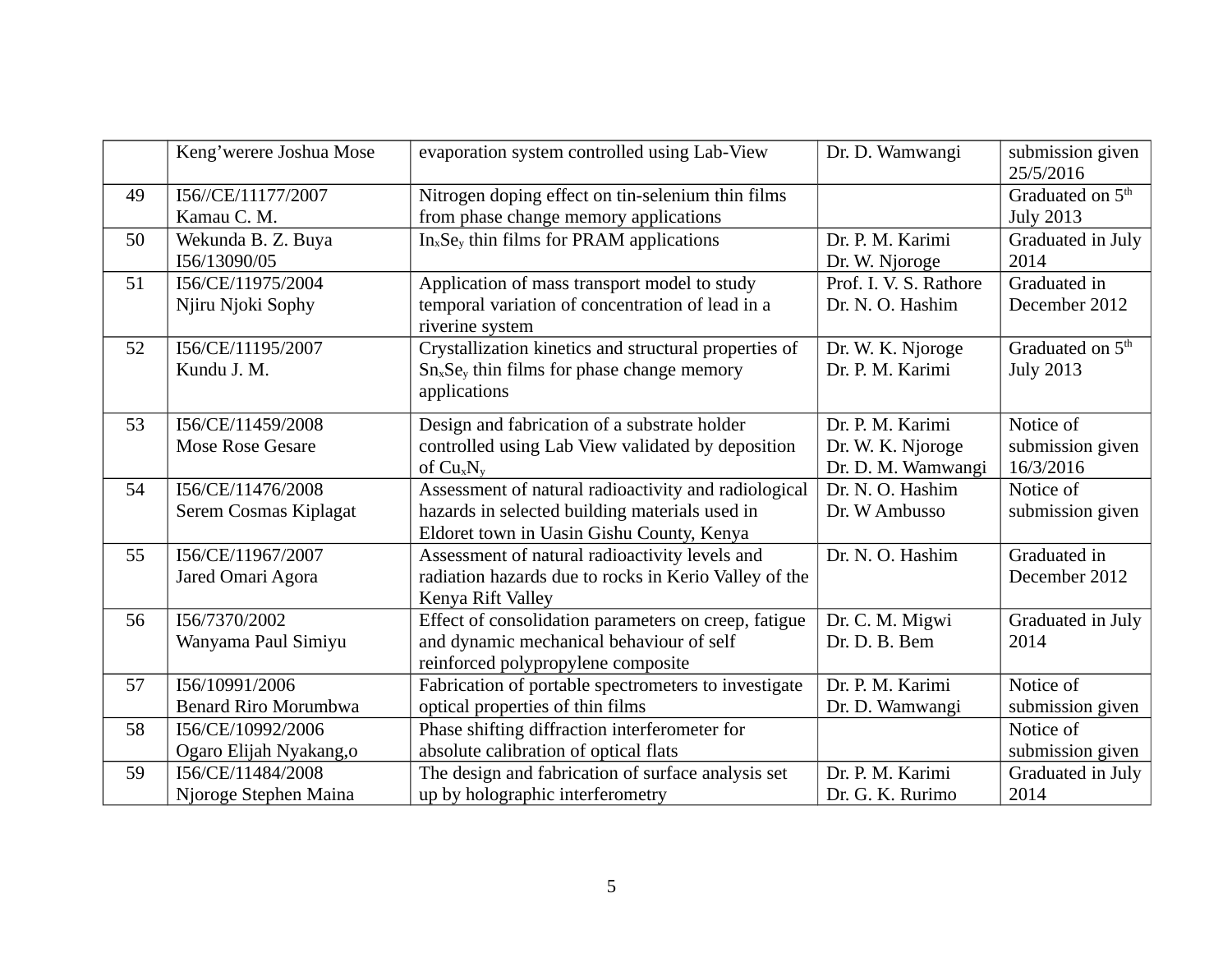| | | | | |
|---|---|---|---|---|
| | Keng'werere Joshua Mose | evaporation system controlled using Lab-View | Dr. D. Wamwangi | submission given 25/5/2016 |
| 49 | I56//CE/11177/2007<br>Kamau C. M. | Nitrogen doping effect on tin-selenium thin films from phase change memory applications | | Graduated on 5th July 2013 |
| 50 | Wekunda B. Z. Buya<br>I56/13090/05 | $In_xSe_y$ thin films for PRAM applications | Dr. P. M. Karimi<br>Dr. W. Njoroge | Graduated in July 2014 |
| 51 | I56/CE/11975/2004<br>Njiru Njoki Sophy | Application of mass transport model to study temporal variation of concentration of lead in a riverine system | Prof. I. V. S. Rathore<br>Dr. N. O. Hashim | Graduated in December 2012 |
| 52 | I56/CE/11195/2007<br>Kundu J. M. | Crystallization kinetics and structural properties of $Sn_xSe_y$ thin films for phase change memory applications | Dr. W. K. Njoroge<br>Dr. P. M. Karimi | Graduated on 5th July 2013 |
| 53 | I56/CE/11459/2008<br>Mose Rose Gesare | Design and fabrication of a substrate holder controlled using Lab View validated by deposition of $Cu_xN_y$ | Dr. P. M. Karimi<br>Dr. W. K. Njoroge<br>Dr. D. M. Wamwangi | Notice of submission given 16/3/2016 |
| 54 | I56/CE/11476/2008<br>Serem Cosmas Kiplagat | Assessment of natural radioactivity and radiological hazards in selected building materials used in Eldoret town in Uasin Gishu County, Kenya | Dr. N. O. Hashim<br>Dr. W Ambusso | Notice of submission given |
| 55 | I56/CE/11967/2007<br>Jared Omari Agora | Assessment of natural radioactivity levels and radiation hazards due to rocks in Kerio Valley of the Kenya Rift Valley | Dr. N. O. Hashim | Graduated in December 2012 |
| 56 | I56/7370/2002<br>Wanyama Paul Simiyu | Effect of consolidation parameters on creep, fatigue and dynamic mechanical behaviour of self reinforced polypropylene composite | Dr. C. M. Migwi<br>Dr. D. B. Bem | Graduated in July 2014 |
| 57 | I56/10991/2006<br>Benard Riro Morumbwa | Fabrication of portable spectrometers to investigate optical properties of thin films | Dr. P. M. Karimi<br>Dr. D. Wamwangi | Notice of submission given |
| 58 | I56/CE/10992/2006<br>Ogaro Elijah Nyakang,o | Phase shifting diffraction interferometer for absolute calibration of optical flats | | Notice of submission given |
| 59 | I56/CE/11484/2008<br>Njoroge Stephen Maina | The design and fabrication of surface analysis set up by holographic interferometry | Dr. P. M. Karimi<br>Dr. G. K. Rurimo | Graduated in July 2014 |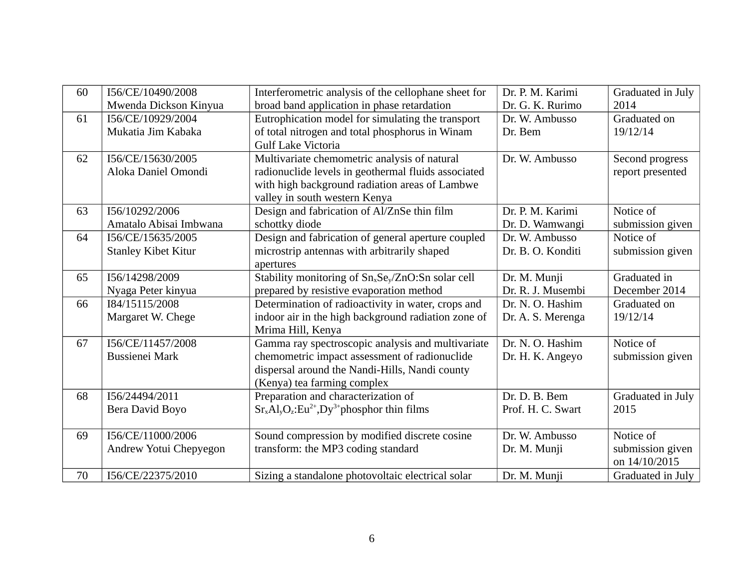| 60 | I56/CE/10490/2008 Mwenda Dickson Kinyua | Interferometric analysis of the cellophane sheet for broad band application in phase retardation | Dr. P. M. Karimi Dr. G. K. Rurimo | Graduated in July 2014 |
|---|---|---|---|---|
| 61 | I56/CE/10929/2004 Mukatia Jim Kabaka | Eutrophication model for simulating the transport of total nitrogen and total phosphorus in Winam Gulf Lake Victoria | Dr. W. Ambusso Dr. Bem | Graduated on 19/12/14 |
| 62 | I56/CE/15630/2005 Aloka Daniel Omondi | Multivariate chemometric analysis of natural radionuclide levels in geothermal fluids associated with high background radiation areas of Lambwe valley in south western Kenya | Dr. W. Ambusso | Second progress report presented |
| 63 | I56/10292/2006 Amatalo Abisai Imbwana | Design and fabrication of Al/ZnSe thin film schottky diode | Dr. P. M. Karimi Dr. D. Wamwangi | Notice of submission given |
| 64 | I56/CE/15635/2005 Stanley Kibet Kitur | Design and fabrication of general aperture coupled microstrip antennas with arbitrarily shaped apertures | Dr. W. Ambusso Dr. B. O. Konditi | Notice of submission given |
| 65 | I56/14298/2009 Nyaga Peter kinyua | Stability monitoring of $Sn_xSe_y$/ZnO:Sn solar cell prepared by resistive evaporation method | Dr. M. Munji Dr. R. J. Musembi | Graduated in December 2014 |
| 66 | I84/15115/2008 Margaret W. Chege | Determination of radioactivity in water, crops and indoor air in the high background radiation zone of Mrima Hill, Kenya | Dr. N. O. Hashim Dr. A. S. Merenga | Graduated on 19/12/14 |
| 67 | I56/CE/11457/2008 Bussienei Mark | Gamma ray spectroscopic analysis and multivariate chemometric impact assessment of radionuclide dispersal around the Nandi-Hills, Nandi county (Kenya) tea farming complex | Dr. N. O. Hashim Dr. H. K. Angeyo | Notice of submission given |
| 68 | I56/24494/2011 Bera David Boyo | Preparation and characterization of $Sr_xAl_yO_z:Eu^{2+},Dy^{3+}$phosphor thin films | Dr. D. B. Bem Prof. H. C. Swart | Graduated in July 2015 |
| 69 | I56/CE/11000/2006 Andrew Yotui Chepyegon | Sound compression by modified discrete cosine transform: the MP3 coding standard | Dr. W. Ambusso Dr. M. Munji | Notice of submission given on 14/10/2015 |
| 70 | I56/CE/22375/2010 | Sizing a standalone photovoltaic electrical solar | Dr. M. Munji | Graduated in July |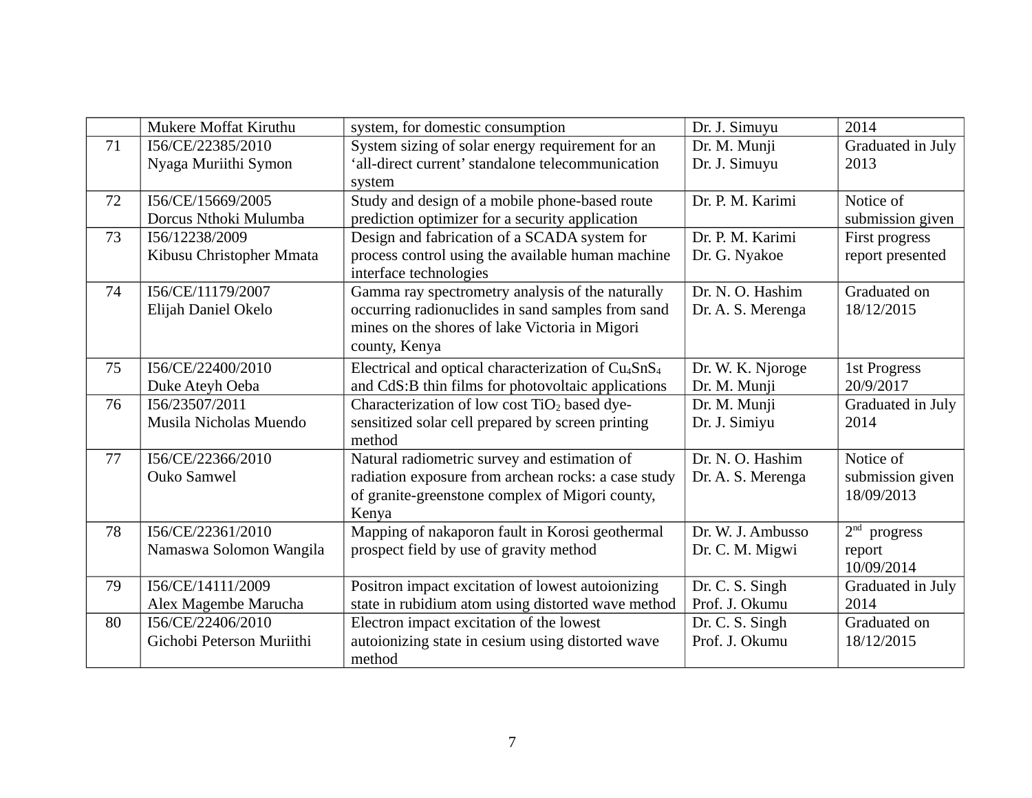|  |  |  |  |  |
|---|---|---|---|---|
|  | Mukere Moffat Kiruthu | system, for domestic consumption | Dr. J. Simuyu | 2014 |
| 71 | I56/CE/22385/2010<br>Nyaga Muriithi Symon | System sizing of solar energy requirement for an 'all-direct current' standalone telecommunication system | Dr. M. Munji<br>Dr. J. Simuyu | Graduated in July 2013 |
| 72 | I56/CE/15669/2005<br>Dorcus Nthoki Mulumba | Study and design of a mobile phone-based route prediction optimizer for a security application | Dr. P. M. Karimi | Notice of submission given |
| 73 | I56/12238/2009<br>Kibusu Christopher Mmata | Design and fabrication of a SCADA system for process control using the available human machine interface technologies | Dr. P. M. Karimi<br>Dr. G. Nyakoe | First progress report presented |
| 74 | I56/CE/11179/2007<br>Elijah Daniel Okelo | Gamma ray spectrometry analysis of the naturally occurring radionuclides in sand samples from sand mines on the shores of lake Victoria in Migori county, Kenya | Dr. N. O. Hashim<br>Dr. A. S. Merenga | Graduated on 18/12/2015 |
| 75 | I56/CE/22400/2010<br>Duke Ateyh Oeba | Electrical and optical characterization of $Cu_4SnS_4$ and CdS:B thin films for photovoltaic applications | Dr. W. K. Njoroge<br>Dr. M. Munji | 1st Progress 20/9/2017 |
| 76 | I56/23507/2011<br>Musila Nicholas Muendo | Characterization of low cost $TiO_2$ based dye-sensitized solar cell prepared by screen printing method | Dr. M. Munji<br>Dr. J. Simiyu | Graduated in July 2014 |
| 77 | I56/CE/22366/2010<br>Ouko Samwel | Natural radiometric survey and estimation of radiation exposure from archean rocks: a case study of granite-greenstone complex of Migori county, Kenya | Dr. N. O. Hashim<br>Dr. A. S. Merenga | Notice of submission given 18/09/2013 |
| 78 | I56/CE/22361/2010<br>Namaswa Solomon Wangila | Mapping of nakaporon fault in Korosi geothermal prospect field by use of gravity method | Dr. W. J. Ambusso<br>Dr. C. M. Migwi | 2nd progress report 10/09/2014 |
| 79 | I56/CE/14111/2009<br>Alex Magembe Marucha | Positron impact excitation of lowest autoionizing state in rubidium atom using distorted wave method | Dr. C. S. Singh<br>Prof. J. Okumu | Graduated in July 2014 |
| 80 | I56/CE/22406/2010<br>Gichobi Peterson Muriithi | Electron impact excitation of the lowest autoionizing state in cesium using distorted wave method | Dr. C. S. Singh<br>Prof. J. Okumu | Graduated on 18/12/2015 |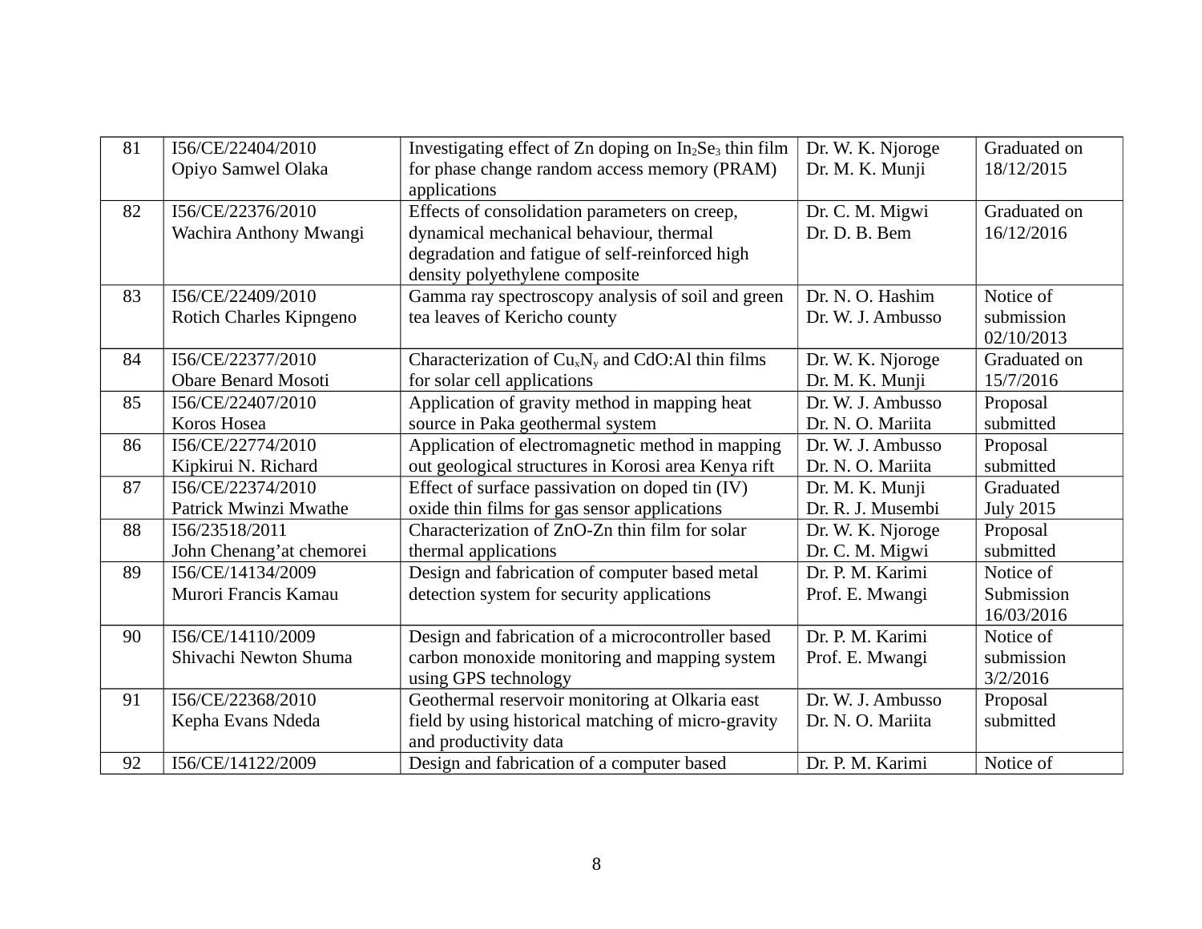| 81 | I56/CE/22404/2010<br>Opiyo Samwel Olaka | Investigating effect of Zn doping on $In_2Se_3$ thin film for phase change random access memory (PRAM) applications | Dr. W. K. Njoroge<br>Dr. M. K. Munji | Graduated on 18/12/2015 |
|---|---|---|---|---|
| 82 | I56/CE/22376/2010<br>Wachira Anthony Mwangi | Effects of consolidation parameters on creep, dynamical mechanical behaviour, thermal degradation and fatigue of self-reinforced high density polyethylene composite | Dr. C. M. Migwi<br>Dr. D. B. Bem | Graduated on 16/12/2016 |
| 83 | I56/CE/22409/2010<br>Rotich Charles Kipngeno | Gamma ray spectroscopy analysis of soil and green tea leaves of Kericho county | Dr. N. O. Hashim<br>Dr. W. J. Ambusso | Notice of submission 02/10/2013 |
| 84 | I56/CE/22377/2010<br>Obare Benard Mosoti | Characterization of $Cu_xN_y$ and CdO:Al thin films for solar cell applications | Dr. W. K. Njoroge<br>Dr. M. K. Munji | Graduated on 15/7/2016 |
| 85 | I56/CE/22407/2010<br>Koros Hosea | Application of gravity method in mapping heat source in Paka geothermal system | Dr. W. J. Ambusso<br>Dr. N. O. Mariita | Proposal submitted |
| 86 | I56/CE/22774/2010<br>Kipkirui N. Richard | Application of electromagnetic method in mapping out geological structures in Korosi area Kenya rift | Dr. W. J. Ambusso<br>Dr. N. O. Mariita | Proposal submitted |
| 87 | I56/CE/22374/2010<br>Patrick Mwinzi Mwathe | Effect of surface passivation on doped tin (IV) oxide thin films for gas sensor applications | Dr. M. K. Munji<br>Dr. R. J. Musembi | Graduated July 2015 |
| 88 | I56/23518/2011<br>John Chenang'at chemorei | Characterization of ZnO-Zn thin film for solar thermal applications | Dr. W. K. Njoroge<br>Dr. C. M. Migwi | Proposal submitted |
| 89 | I56/CE/14134/2009<br>Murori Francis Kamau | Design and fabrication of computer based metal detection system for security applications | Dr. P. M. Karimi<br>Prof. E. Mwangi | Notice of Submission 16/03/2016 |
| 90 | I56/CE/14110/2009<br>Shivachi Newton Shuma | Design and fabrication of a microcontroller based carbon monoxide monitoring and mapping system using GPS technology | Dr. P. M. Karimi<br>Prof. E. Mwangi | Notice of submission 3/2/2016 |
| 91 | I56/CE/22368/2010<br>Kepha Evans Ndeda | Geothermal reservoir monitoring at Olkaria east field by using historical matching of micro-gravity and productivity data | Dr. W. J. Ambusso<br>Dr. N. O. Mariita | Proposal submitted |
| 92 | I56/CE/14122/2009 | Design and fabrication of a computer based | Dr. P. M. Karimi | Notice of |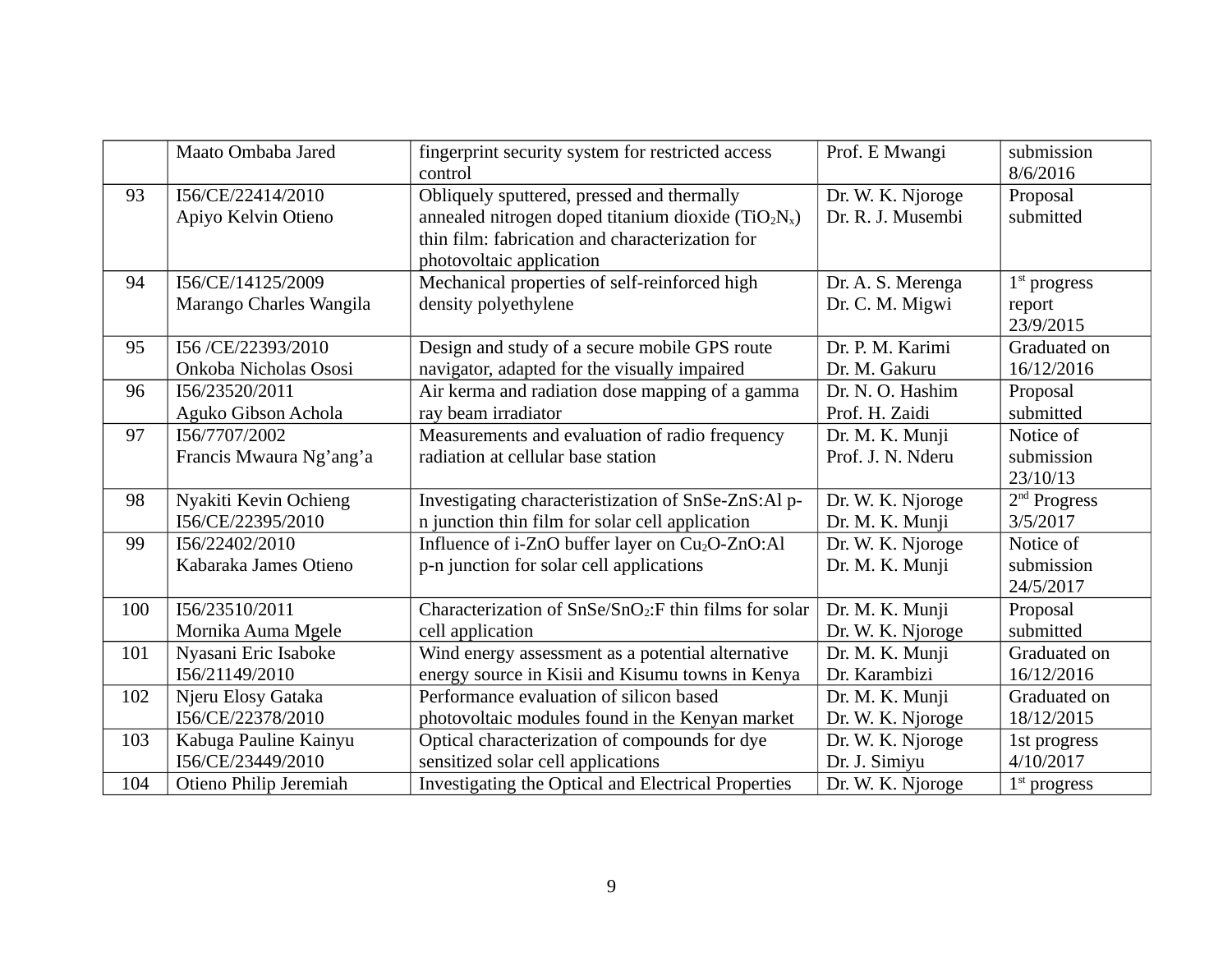| | | | | |
|---|---|---|---|---|
| | Maato Ombaba Jared | fingerprint security system for restricted access control | Prof. E Mwangi | submission 8/6/2016 |
| 93 | I56/CE/22414/2010 Apiyo Kelvin Otieno | Obliquely sputtered, pressed and thermally annealed nitrogen doped titanium dioxide ($TiO_2N_x$) thin film: fabrication and characterization for photovoltaic application | Dr. W. K. Njoroge Dr. R. J. Musembi | Proposal submitted |
| 94 | I56/CE/14125/2009 Marango Charles Wangila | Mechanical properties of self-reinforced high density polyethylene | Dr. A. S. Merenga Dr. C. M. Migwi | 1st progress report 23/9/2015 |
| 95 | I56 /CE/22393/2010 Onkoba Nicholas Ososi | Design and study of a secure mobile GPS route navigator, adapted for the visually impaired | Dr. P. M. Karimi Dr. M. Gakuru | Graduated on 16/12/2016 |
| 96 | I56/23520/2011 Aguko Gibson Achola | Air kerma and radiation dose mapping of a gamma ray beam irradiator | Dr. N. O. Hashim Prof. H. Zaidi | Proposal submitted |
| 97 | I56/7707/2002 Francis Mwaura Ng'ang'a | Measurements and evaluation of radio frequency radiation at cellular base station | Dr. M. K. Munji Prof. J. N. Nderu | Notice of submission 23/10/13 |
| 98 | Nyakiti Kevin Ochieng I56/CE/22395/2010 | Investigating characteristization of SnSe-ZnS:Al p-n junction thin film for solar cell application | Dr. W. K. Njoroge Dr. M. K. Munji | 2nd Progress 3/5/2017 |
| 99 | I56/22402/2010 Kabaraka James Otieno | Influence of i-ZnO buffer layer on $Cu_2O$-ZnO:Al p-n junction for solar cell applications | Dr. W. K. Njoroge Dr. M. K. Munji | Notice of submission 24/5/2017 |
| 100 | I56/23510/2011 Mornika Auma Mgele | Characterization of SnSe/$SnO_2$:F thin films for solar cell application | Dr. M. K. Munji Dr. W. K. Njoroge | Proposal submitted |
| 101 | Nyasani Eric Isaboke I56/21149/2010 | Wind energy assessment as a potential alternative energy source in Kisii and Kisumu towns in Kenya | Dr. M. K. Munji Dr. Karambizi | Graduated on 16/12/2016 |
| 102 | Njeru Elosy Gataka I56/CE/22378/2010 | Performance evaluation of silicon based photovoltaic modules found in the Kenyan market | Dr. M. K. Munji Dr. W. K. Njoroge | Graduated on 18/12/2015 |
| 103 | Kabuga Pauline Kainyu I56/CE/23449/2010 | Optical characterization of compounds for dye sensitized solar cell applications | Dr. W. K. Njoroge Dr. J. Simiyu | 1st progress 4/10/2017 |
| 104 | Otieno Philip Jeremiah | Investigating the Optical and Electrical Properties | Dr. W. K. Njoroge | 1st progress |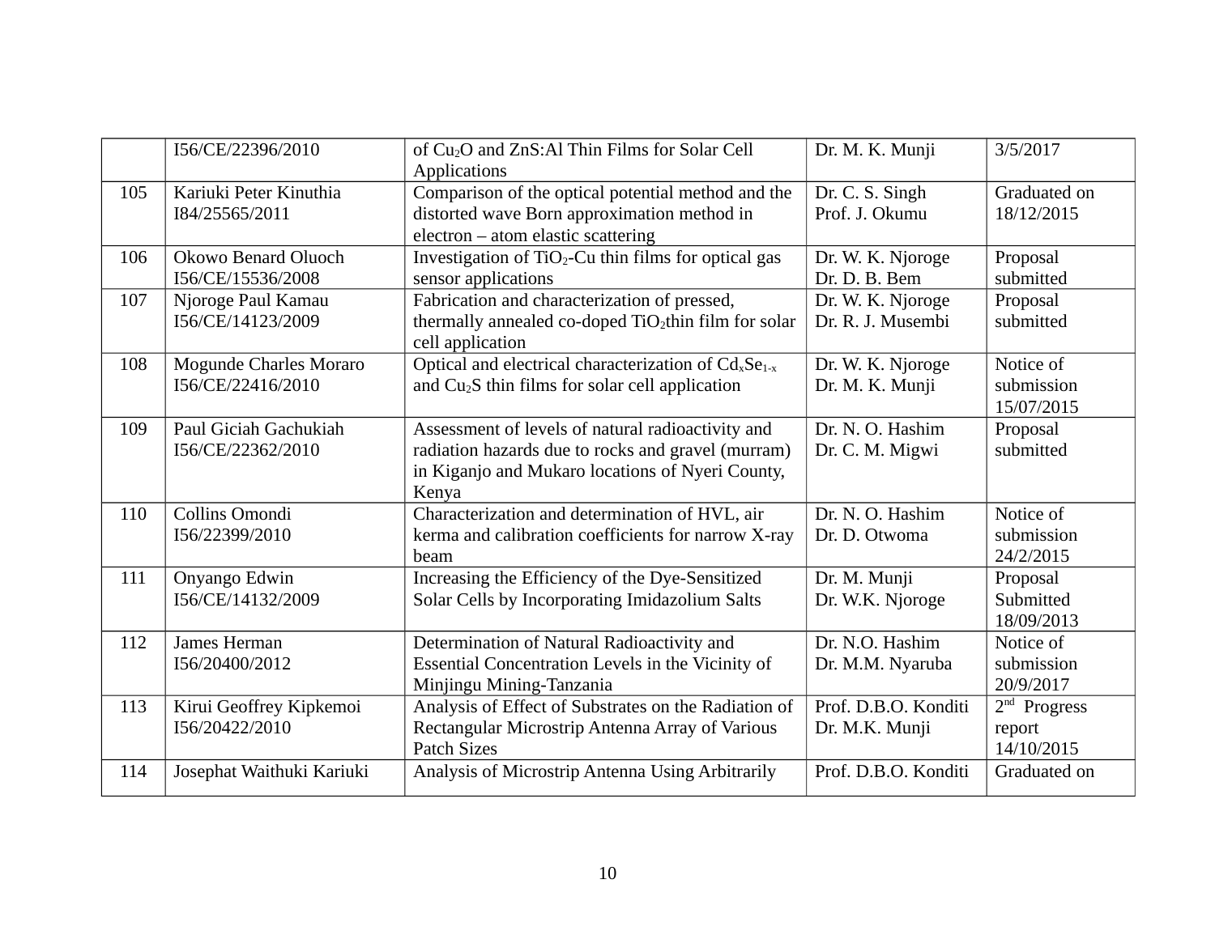| | | | | |
|---|---|---|---|---|
| | I56/CE/22396/2010 | of $Cu_2O$ and ZnS:Al Thin Films for Solar Cell Applications | Dr. M. K. Munji | 3/5/2017 |
| 105 | Kariuki Peter Kinuthia I84/25565/2011 | Comparison of the optical potential method and the distorted wave Born approximation method in electron – atom elastic scattering | Dr. C. S. Singh Prof. J. Okumu | Graduated on 18/12/2015 |
| 106 | Okowo Benard Oluoch I56/CE/15536/2008 | Investigation of $TiO_2$-Cu thin films for optical gas sensor applications | Dr. W. K. Njoroge Dr. D. B. Bem | Proposal submitted |
| 107 | Njoroge Paul Kamau I56/CE/14123/2009 | Fabrication and characterization of pressed, thermally annealed co-doped $TiO_2$thin film for solar cell application | Dr. W. K. Njoroge Dr. R. J. Musembi | Proposal submitted |
| 108 | Mogunde Charles Moraro I56/CE/22416/2010 | Optical and electrical characterization of $Cd_xSe_{1-x}$ and $Cu_2S$ thin films for solar cell application | Dr. W. K. Njoroge Dr. M. K. Munji | Notice of submission 15/07/2015 |
| 109 | Paul Giciah Gachukiah I56/CE/22362/2010 | Assessment of levels of natural radioactivity and radiation hazards due to rocks and gravel (murram) in Kiganjo and Mukaro locations of Nyeri County, Kenya | Dr. N. O. Hashim Dr. C. M. Migwi | Proposal submitted |
| 110 | Collins Omondi I56/22399/2010 | Characterization and determination of HVL, air kerma and calibration coefficients for narrow X-ray beam | Dr. N. O. Hashim Dr. D. Otwoma | Notice of submission 24/2/2015 |
| 111 | Onyango Edwin I56/CE/14132/2009 | Increasing the Efficiency of the Dye-Sensitized Solar Cells by Incorporating Imidazolium Salts | Dr. M. Munji Dr. W.K. Njoroge | Proposal Submitted 18/09/2013 |
| 112 | James Herman I56/20400/2012 | Determination of Natural Radioactivity and Essential Concentration Levels in the Vicinity of Minjingu Mining-Tanzania | Dr. N.O. Hashim Dr. M.M. Nyaruba | Notice of submission 20/9/2017 |
| 113 | Kirui Geoffrey Kipkemoi I56/20422/2010 | Analysis of Effect of Substrates on the Radiation of Rectangular Microstrip Antenna Array of Various Patch Sizes | Prof. D.B.O. Konditi Dr. M.K. Munji | 2nd Progress report 14/10/2015 |
| 114 | Josephat Waithuki Kariuki | Analysis of Microstrip Antenna Using Arbitrarily | Prof. D.B.O. Konditi | Graduated on |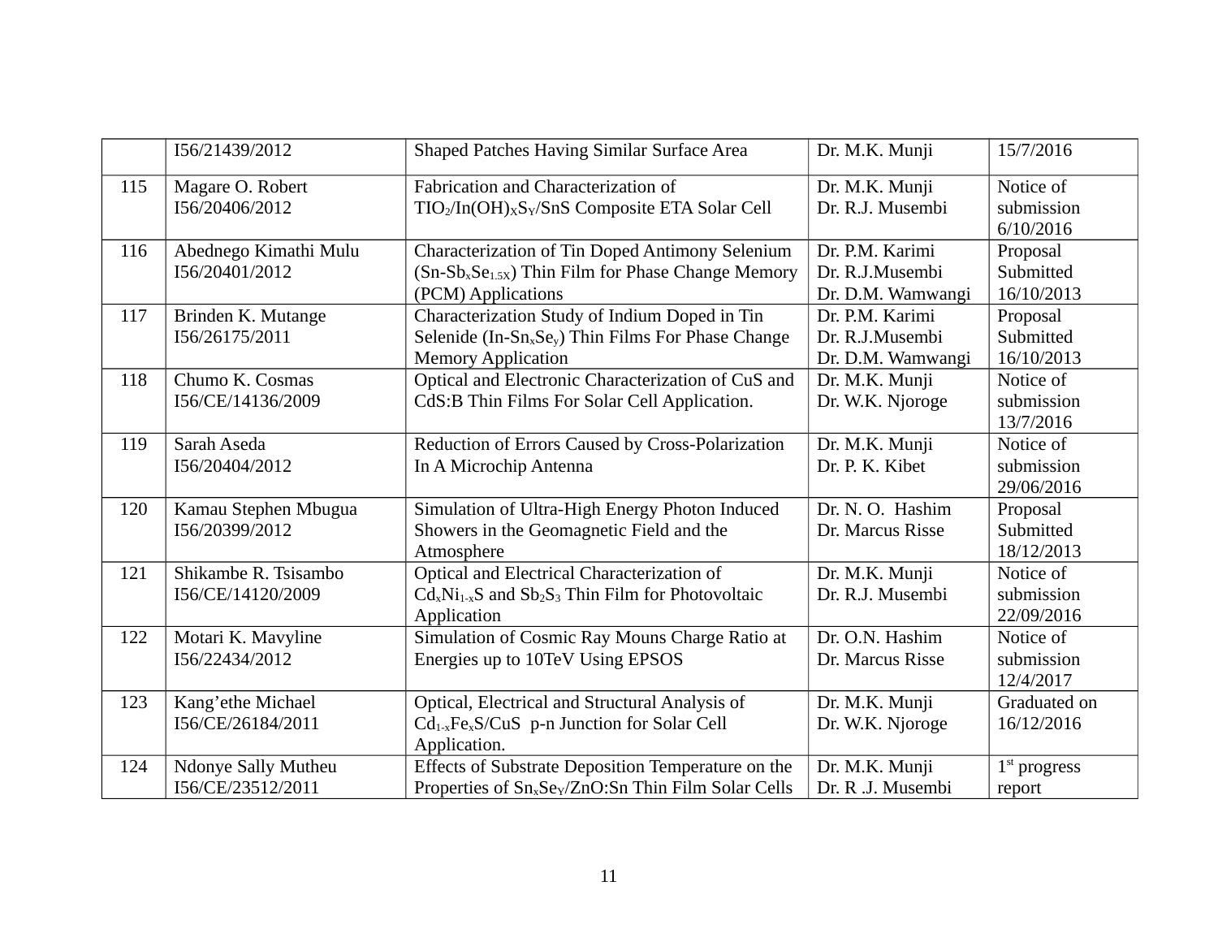| | | | | |
|---|---|---|---|---|
| | I56/21439/2012 | Shaped Patches Having Similar Surface Area | Dr. M.K. Munji | 15/7/2016 |
| 115 | Magare O. Robert I56/20406/2012 | Fabrication and Characterization of $TIO_2/In(OH)_XS_Y/SnS$ Composite ETA Solar Cell | Dr. M.K. Munji Dr. R.J. Musembi | Notice of submission 6/10/2016 |
| 116 | Abednego Kimathi Mulu I56/20401/2012 | Characterization of Tin Doped Antimony Selenium ($Sn$-$Sb_xSe_{1.5X}$) Thin Film for Phase Change Memory (PCM) Applications | Dr. P.M. Karimi Dr. R.J.Musembi Dr. D.M. Wamwangi | Proposal Submitted 16/10/2013 |
| 117 | Brinden K. Mutange I56/26175/2011 | Characterization Study of Indium Doped in Tin Selenide ($In$-$Sn_xSe_y$) Thin Films For Phase Change Memory Application | Dr. P.M. Karimi Dr. R.J.Musembi Dr. D.M. Wamwangi | Proposal Submitted 16/10/2013 |
| 118 | Chumo K. Cosmas I56/CE/14136/2009 | Optical and Electronic Characterization of CuS and CdS:B Thin Films For Solar Cell Application. | Dr. M.K. Munji Dr. W.K. Njoroge | Notice of submission 13/7/2016 |
| 119 | Sarah Aseda I56/20404/2012 | Reduction of Errors Caused by Cross-Polarization In A Microchip Antenna | Dr. M.K. Munji Dr. P. K. Kibet | Notice of submission 29/06/2016 |
| 120 | Kamau Stephen Mbugua I56/20399/2012 | Simulation of Ultra-High Energy Photon Induced Showers in the Geomagnetic Field and the Atmosphere | Dr. N. O. Hashim Dr. Marcus Risse | Proposal Submitted 18/12/2013 |
| 121 | Shikambe R. Tsisambo I56/CE/14120/2009 | Optical and Electrical Characterization of $Cd_xNi_{1-x}S$ and $Sb_2S_3$ Thin Film for Photovoltaic Application | Dr. M.K. Munji Dr. R.J. Musembi | Notice of submission 22/09/2016 |
| 122 | Motari K. Mavyline I56/22434/2012 | Simulation of Cosmic Ray Mouns Charge Ratio at Energies up to 10TeV Using EPSOS | Dr. O.N. Hashim Dr. Marcus Risse | Notice of submission 12/4/2017 |
| 123 | Kang'ethe Michael I56/CE/26184/2011 | Optical, Electrical and Structural Analysis of $Cd_{1-x}Fe_xS/CuS$ p-n Junction for Solar Cell Application. | Dr. M.K. Munji Dr. W.K. Njoroge | Graduated on 16/12/2016 |
| 124 | Ndonye Sally Mutheu I56/CE/23512/2011 | Effects of Substrate Deposition Temperature on the Properties of $Sn_xSe_Y/ZnO:Sn$ Thin Film Solar Cells | Dr. M.K. Munji Dr. R .J. Musembi | 1st progress report |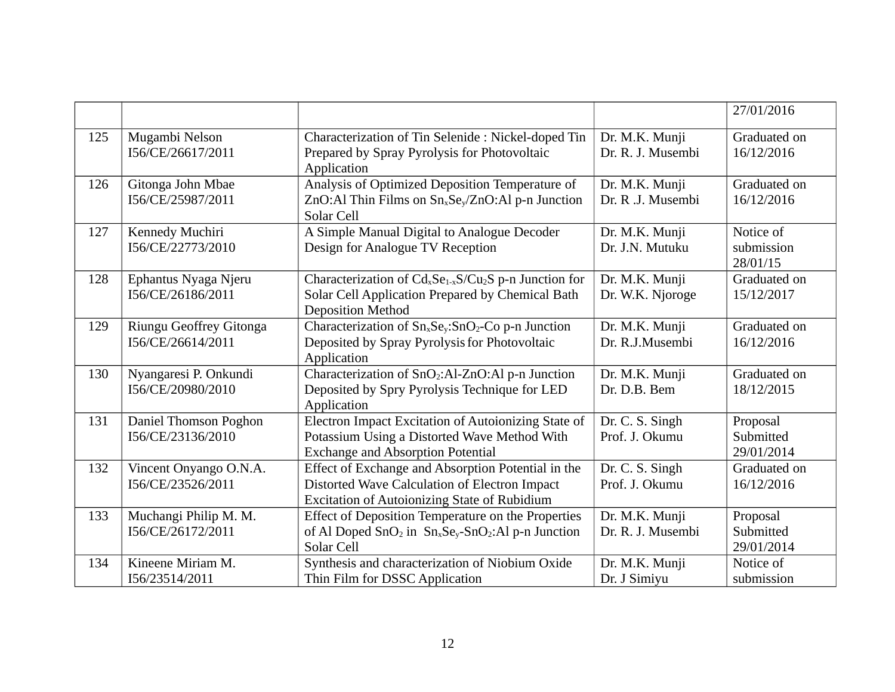| | | | | |
|---|---|---|---|---|
| | | | | 27/01/2016 |
| 125 | Mugambi Nelson I56/CE/26617/2011 | Characterization of Tin Selenide : Nickel-doped Tin Prepared by Spray Pyrolysis for Photovoltaic Application | Dr. M.K. Munji Dr. R. J. Musembi | Graduated on 16/12/2016 |
| 126 | Gitonga John Mbae I56/CE/25987/2011 | Analysis of Optimized Deposition Temperature of ZnO:Al Thin Films on $Sn_xSe_y$/ZnO:Al p-n Junction Solar Cell | Dr. M.K. Munji Dr. R .J. Musembi | Graduated on 16/12/2016 |
| 127 | Kennedy Muchiri I56/CE/22773/2010 | A Simple Manual Digital to Analogue Decoder Design for Analogue TV Reception | Dr. M.K. Munji Dr. J.N. Mutuku | Notice of submission 28/01/15 |
| 128 | Ephantus Nyaga Njeru I56/CE/26186/2011 | Characterization of $Cd_xSe_{1-x}S/Cu_2S$ p-n Junction for Solar Cell Application Prepared by Chemical Bath Deposition Method | Dr. M.K. Munji Dr. W.K. Njoroge | Graduated on 15/12/2017 |
| 129 | Riungu Geoffrey Gitonga I56/CE/26614/2011 | Characterization of $Sn_xSe_y:SnO_2$-Co p-n Junction Deposited by Spray Pyrolysis for Photovoltaic Application | Dr. M.K. Munji Dr. R.J.Musembi | Graduated on 16/12/2016 |
| 130 | Nyangaresi P. Onkundi I56/CE/20980/2010 | Characterization of $SnO_2$:Al-ZnO:Al p-n Junction Deposited by Spry Pyrolysis Technique for LED Application | Dr. M.K. Munji Dr. D.B. Bem | Graduated on 18/12/2015 |
| 131 | Daniel Thomson Poghon I56/CE/23136/2010 | Electron Impact Excitation of Autoionizing State of Potassium Using a Distorted Wave Method With Exchange and Absorption Potential | Dr. C. S. Singh Prof. J. Okumu | Proposal Submitted 29/01/2014 |
| 132 | Vincent Onyango O.N.A. I56/CE/23526/2011 | Effect of Exchange and Absorption Potential in the Distorted Wave Calculation of Electron Impact Excitation of Autoionizing State of Rubidium | Dr. C. S. Singh Prof. J. Okumu | Graduated on 16/12/2016 |
| 133 | Muchangi Philip M. M. I56/CE/26172/2011 | Effect of Deposition Temperature on the Properties of Al Doped $SnO_2$ in $Sn_xSe_y$-$SnO_2$:Al p-n Junction Solar Cell | Dr. M.K. Munji Dr. R. J. Musembi | Proposal Submitted 29/01/2014 |
| 134 | Kineene Miriam M. I56/23514/2011 | Synthesis and characterization of Niobium Oxide Thin Film for DSSC Application | Dr. M.K. Munji Dr J Simiyu | Notice of submission |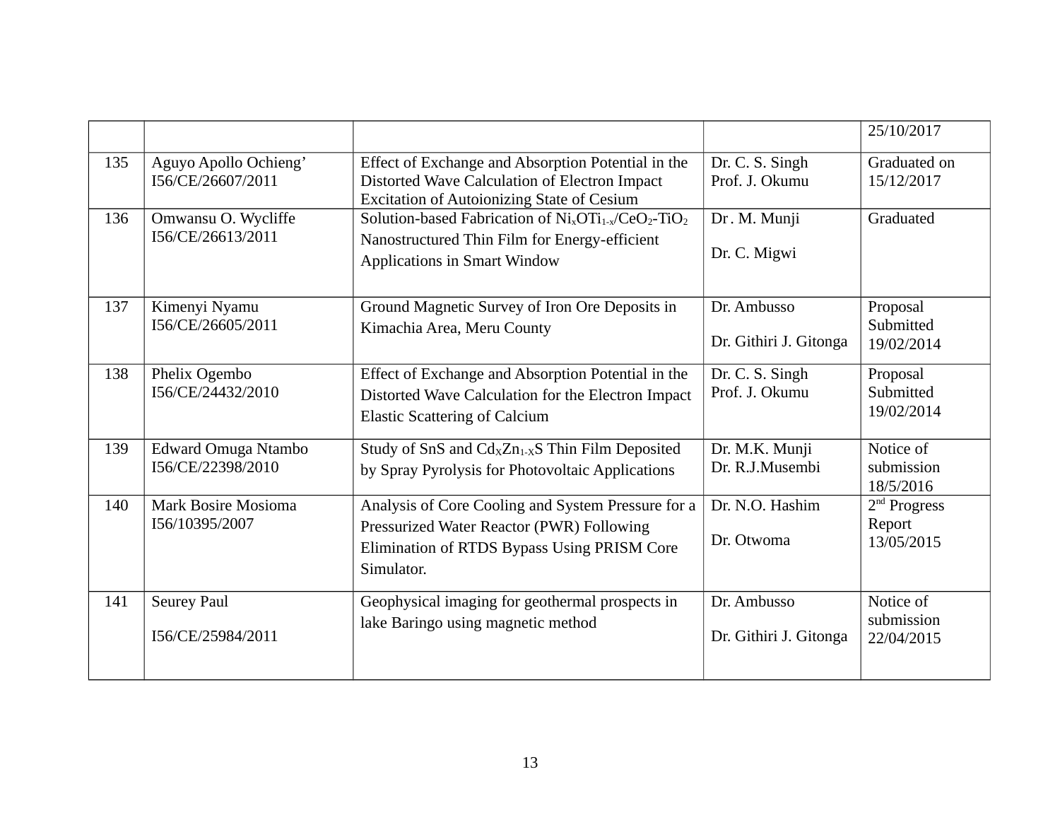| | | | | |
|---|---|---|---|---|
| | | | | 25/10/2017 |
| 135 | Aguyo Apollo Ochieng' I56/CE/26607/2011 | Effect of Exchange and Absorption Potential in the Distorted Wave Calculation of Electron Impact Excitation of Autoionizing State of Cesium | Dr. C. S. Singh Prof. J. Okumu | Graduated on 15/12/2017 |
| 136 | Omwansu O. Wycliffe I56/CE/26613/2011 | Solution-based Fabrication of $Ni_xOTi_{1-x}/CeO_2$-$TiO_2$ Nanostructured Thin Film for Energy-efficient Applications in Smart Window | Dr. M. Munji Dr. C. Migwi | Graduated |
| 137 | Kimenyi Nyamu I56/CE/26605/2011 | Ground Magnetic Survey of Iron Ore Deposits in Kimachia Area, Meru County | Dr. Ambusso Dr. Githiri J. Gitonga | Proposal Submitted 19/02/2014 |
| 138 | Phelix Ogembo I56/CE/24432/2010 | Effect of Exchange and Absorption Potential in the Distorted Wave Calculation for the Electron Impact Elastic Scattering of Calcium | Dr. C. S. Singh Prof. J. Okumu | Proposal Submitted 19/02/2014 |
| 139 | Edward Omuga Ntambo I56/CE/22398/2010 | Study of SnS and $Cd_XZn_{1-X}S$ Thin Film Deposited by Spray Pyrolysis for Photovoltaic Applications | Dr. M.K. Munji Dr. R.J.Musembi | Notice of submission 18/5/2016 |
| 140 | Mark Bosire Mosioma I56/10395/2007 | Analysis of Core Cooling and System Pressure for a Pressurized Water Reactor (PWR) Following Elimination of RTDS Bypass Using PRISM Core Simulator. | Dr. N.O. Hashim Dr. Otwoma | $2^{nd}$ Progress Report 13/05/2015 |
| 141 | Seurey Paul I56/CE/25984/2011 | Geophysical imaging for geothermal prospects in lake Baringo using magnetic method | Dr. Ambusso Dr. Githiri J. Gitonga | Notice of submission 22/04/2015 |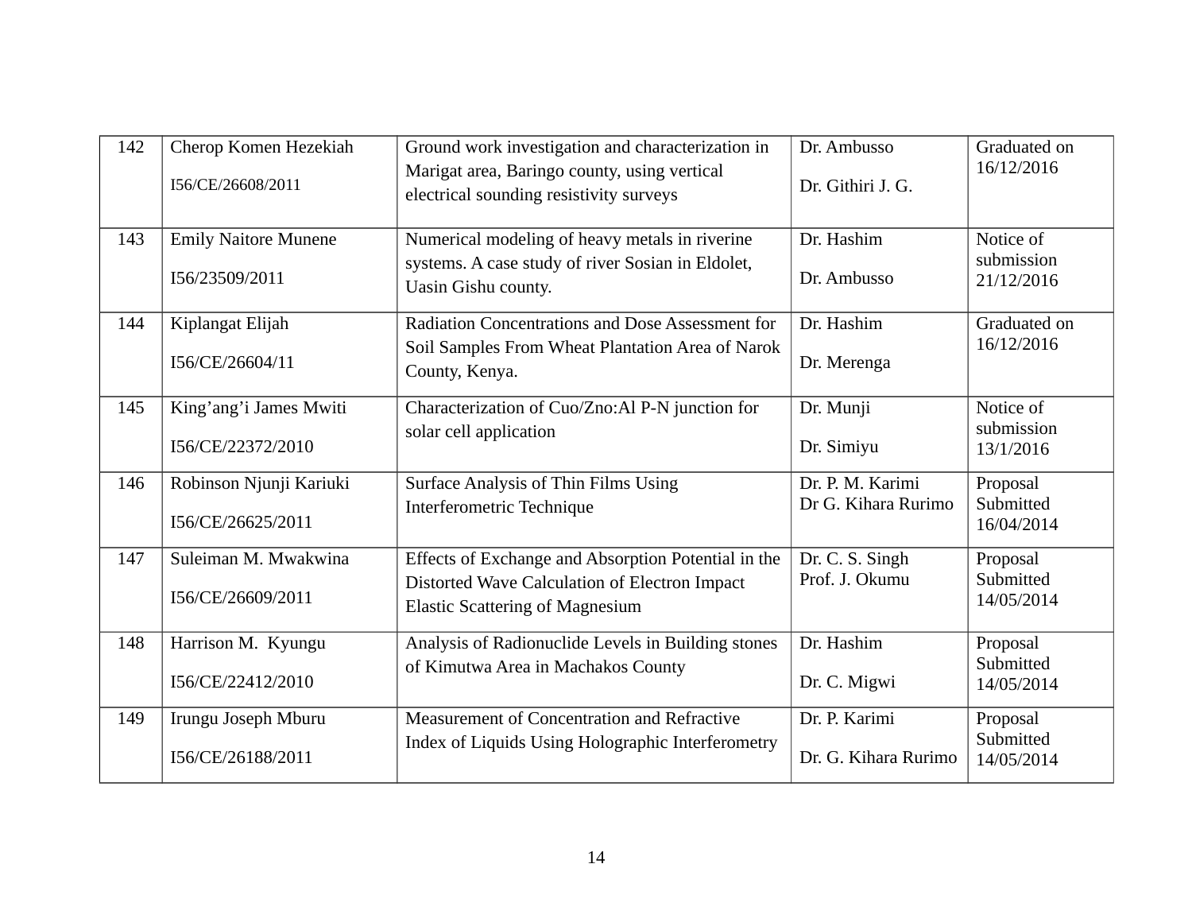| 142 | Cherop Komen Hezekiah<br>I56/CE/26608/2011 | Ground work investigation and characterization in Marigat area, Baringo county, using vertical electrical sounding resistivity surveys | Dr. Ambusso<br>Dr. Githiri J. G. | Graduated on 16/12/2016 |
|---|---|---|---|---|
| 143 | Emily Naitore Munene<br>I56/23509/2011 | Numerical modeling of heavy metals in riverine systems. A case study of river Sosian in Eldolet, Uasin Gishu county. | Dr. Hashim<br>Dr. Ambusso | Notice of submission 21/12/2016 |
| 144 | Kiplangat Elijah<br>I56/CE/26604/11 | Radiation Concentrations and Dose Assessment for Soil Samples From Wheat Plantation Area of Narok County, Kenya. | Dr. Hashim<br>Dr. Merenga | Graduated on 16/12/2016 |
| 145 | King'ang'i James Mwiti<br>I56/CE/22372/2010 | Characterization of Cuo/Zno:Al P-N junction for solar cell application | Dr. Munji<br>Dr. Simiyu | Notice of submission 13/1/2016 |
| 146 | Robinson Njunji Kariuki<br>I56/CE/26625/2011 | Surface Analysis of Thin Films Using Interferometric Technique | Dr. P. M. Karimi<br>Dr G. Kihara Rurimo | Proposal Submitted 16/04/2014 |
| 147 | Suleiman M. Mwakwina<br>I56/CE/26609/2011 | Effects of Exchange and Absorption Potential in the Distorted Wave Calculation of Electron Impact Elastic Scattering of Magnesium | Dr. C. S. Singh<br>Prof. J. Okumu | Proposal Submitted 14/05/2014 |
| 148 | Harrison M. Kyungu<br>I56/CE/22412/2010 | Analysis of Radionuclide Levels in Building stones of Kimutwa Area in Machakos County | Dr. Hashim<br>Dr. C. Migwi | Proposal Submitted 14/05/2014 |
| 149 | Irungu Joseph Mburu<br>I56/CE/26188/2011 | Measurement of Concentration and Refractive Index of Liquids Using Holographic Interferometry | Dr. P. Karimi<br>Dr. G. Kihara Rurimo | Proposal Submitted 14/05/2014 |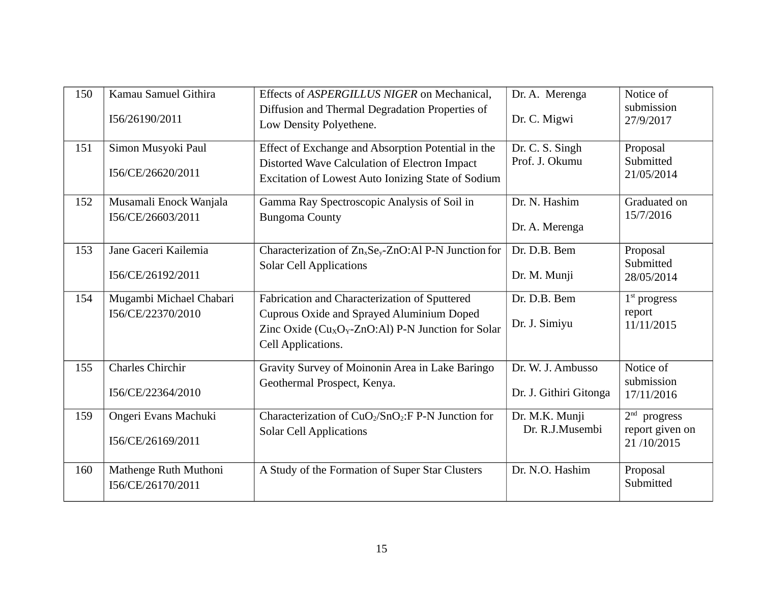| 150 | Kamau Samuel Githira I56/26190/2011 | Effects of *ASPERGILLUS NIGER* on Mechanical, Diffusion and Thermal Degradation Properties of Low Density Polyethene. | Dr. A. Merenga Dr. C. Migwi | Notice of submission 27/9/2017 |
|---|---|---|---|---|
| 151 | Simon Musyoki Paul I56/CE/26620/2011 | Effect of Exchange and Absorption Potential in the Distorted Wave Calculation of Electron Impact Excitation of Lowest Auto Ionizing State of Sodium | Dr. C. S. Singh Prof. J. Okumu | Proposal Submitted 21/05/2014 |
| 152 | Musamali Enock Wanjala I56/CE/26603/2011 | Gamma Ray Spectroscopic Analysis of Soil in Bungoma County | Dr. N. Hashim Dr. A. Merenga | Graduated on 15/7/2016 |
| 153 | Jane Gaceri Kailemia I56/CE/26192/2011 | Characterization of $Zn_xSe_y$-ZnO:Al P-N Junction for Solar Cell Applications | Dr. D.B. Bem Dr. M. Munji | Proposal Submitted 28/05/2014 |
| 154 | Mugambi Michael Chabari I56/CE/22370/2010 | Fabrication and Characterization of Sputtered Cuprous Oxide and Sprayed Aluminium Doped Zinc Oxide ($Cu_XO_Y$-ZnO:Al) P-N Junction for Solar Cell Applications. | Dr. D.B. Bem Dr. J. Simiyu | 1st progress report 11/11/2015 |
| 155 | Charles Chirchir I56/CE/22364/2010 | Gravity Survey of Moinonin Area in Lake Baringo Geothermal Prospect, Kenya. | Dr. W. J. Ambusso Dr. J. Githiri Gitonga | Notice of submission 17/11/2016 |
| 159 | Ongeri Evans Machuki I56/CE/26169/2011 | Characterization of $CuO_2/SnO_2$:F P-N Junction for Solar Cell Applications | Dr. M.K. Munji Dr. R.J.Musembi | 2nd progress report given on 21 /10/2015 |
| 160 | Mathenge Ruth Muthoni I56/CE/26170/2011 | A Study of the Formation of Super Star Clusters | Dr. N.O. Hashim | Proposal Submitted |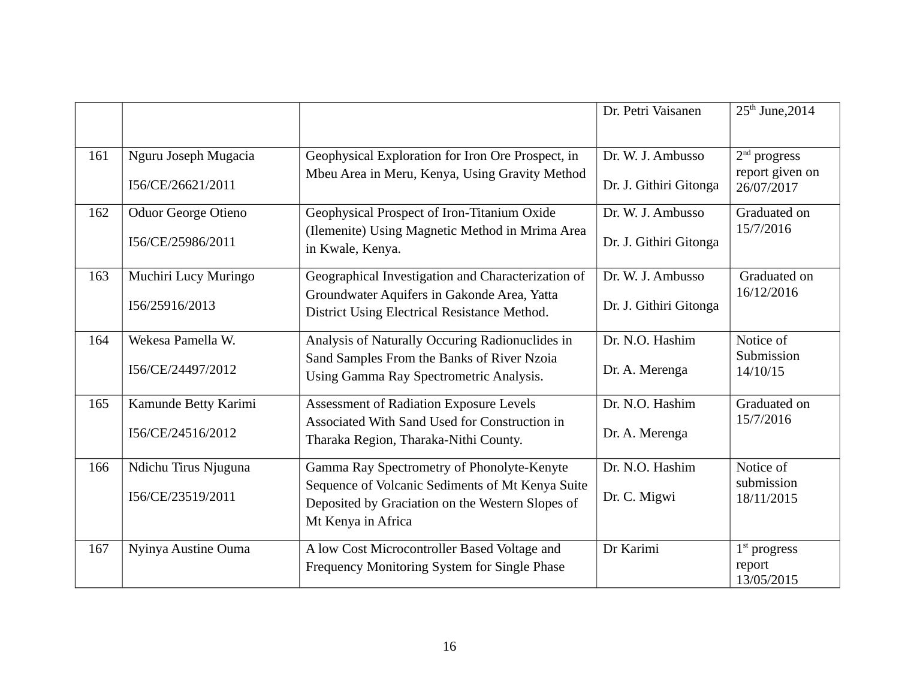| | | | | |
|---|---|---|---|---|
| | | | Dr. Petri Vaisanen | 25th June,2014 |
| 161 | Nguru Joseph Mugacia<br><br>I56/CE/26621/2011 | Geophysical Exploration for Iron Ore Prospect, in Mbeu Area in Meru, Kenya, Using Gravity Method | Dr. W. J. Ambusso<br><br>Dr. J. Githiri Gitonga | 2nd progress report given on 26/07/2017 |
| 162 | Oduor George Otieno<br><br>I56/CE/25986/2011 | Geophysical Prospect of Iron-Titanium Oxide (Ilemenite) Using Magnetic Method in Mrima Area in Kwale, Kenya. | Dr. W. J. Ambusso<br><br>Dr. J. Githiri Gitonga | Graduated on 15/7/2016 |
| 163 | Muchiri Lucy Muringo<br><br>I56/25916/2013 | Geographical Investigation and Characterization of Groundwater Aquifers in Gakonde Area, Yatta District Using Electrical Resistance Method. | Dr. W. J. Ambusso<br><br>Dr. J. Githiri Gitonga | Graduated on 16/12/2016 |
| 164 | Wekesa Pamella W.<br><br>I56/CE/24497/2012 | Analysis of Naturally Occuring Radionuclides in Sand Samples From the Banks of River Nzoia Using Gamma Ray Spectrometric Analysis. | Dr. N.O. Hashim<br><br>Dr. A. Merenga | Notice of Submission 14/10/15 |
| 165 | Kamunde Betty Karimi<br><br>I56/CE/24516/2012 | Assessment of Radiation Exposure Levels Associated With Sand Used for Construction in Tharaka Region, Tharaka-Nithi County. | Dr. N.O. Hashim<br><br>Dr. A. Merenga | Graduated on 15/7/2016 |
| 166 | Ndichu Tirus Njuguna<br><br>I56/CE/23519/2011 | Gamma Ray Spectrometry of Phonolyte-Kenyte Sequence of Volcanic Sediments of Mt Kenya Suite Deposited by Graciation on the Western Slopes of Mt Kenya in Africa | Dr. N.O. Hashim<br><br>Dr. C. Migwi | Notice of submission 18/11/2015 |
| 167 | Nyinya Austine Ouma | A low Cost Microcontroller Based Voltage and Frequency Monitoring System for Single Phase | Dr Karimi | 1st progress report 13/05/2015 |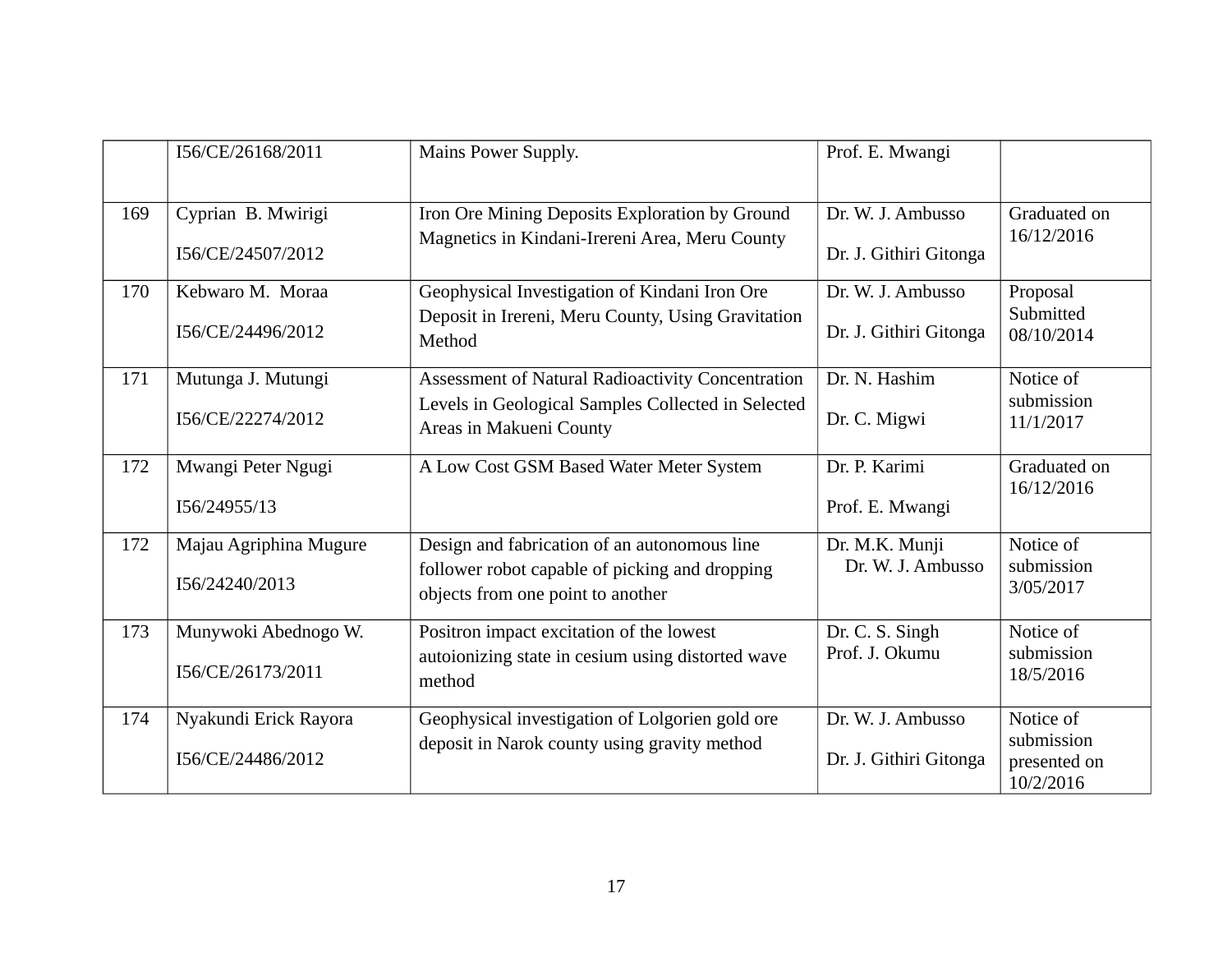|  |  |  |  |  |
|---|---|---|---|---|
|  | I56/CE/26168/2011 | Mains Power Supply. | Prof. E. Mwangi |  |
| 169 | Cyprian B. Mwirigi<br><br>I56/CE/24507/2012 | Iron Ore Mining Deposits Exploration by Ground Magnetics in Kindani-Irereni Area, Meru County | Dr. W. J. Ambusso<br><br>Dr. J. Githiri Gitonga | Graduated on 16/12/2016 |
| 170 | Kebwaro M. Moraa<br><br>I56/CE/24496/2012 | Geophysical Investigation of Kindani Iron Ore Deposit in Irereni, Meru County, Using Gravitation Method | Dr. W. J. Ambusso<br><br>Dr. J. Githiri Gitonga | Proposal Submitted 08/10/2014 |
| 171 | Mutunga J. Mutungi<br><br>I56/CE/22274/2012 | Assessment of Natural Radioactivity Concentration Levels in Geological Samples Collected in Selected Areas in Makueni County | Dr. N. Hashim<br><br>Dr. C. Migwi | Notice of submission 11/1/2017 |
| 172 | Mwangi Peter Ngugi<br><br>I56/24955/13 | A Low Cost GSM Based Water Meter System | Dr. P. Karimi<br><br>Prof. E. Mwangi | Graduated on 16/12/2016 |
| 172 | Majau Agriphina Mugure<br><br>I56/24240/2013 | Design and fabrication of an autonomous line follower robot capable of picking and dropping objects from one point to another | Dr. M.K. Munji<br>Dr. W. J. Ambusso | Notice of submission 3/05/2017 |
| 173 | Munywoki Abednogo W.<br><br>I56/CE/26173/2011 | Positron impact excitation of the lowest autoionizing state in cesium using distorted wave method | Dr. C. S. Singh<br>Prof. J. Okumu | Notice of submission 18/5/2016 |
| 174 | Nyakundi Erick Rayora<br><br>I56/CE/24486/2012 | Geophysical investigation of Lolgorien gold ore deposit in Narok county using gravity method | Dr. W. J. Ambusso<br><br>Dr. J. Githiri Gitonga | Notice of submission presented on 10/2/2016 |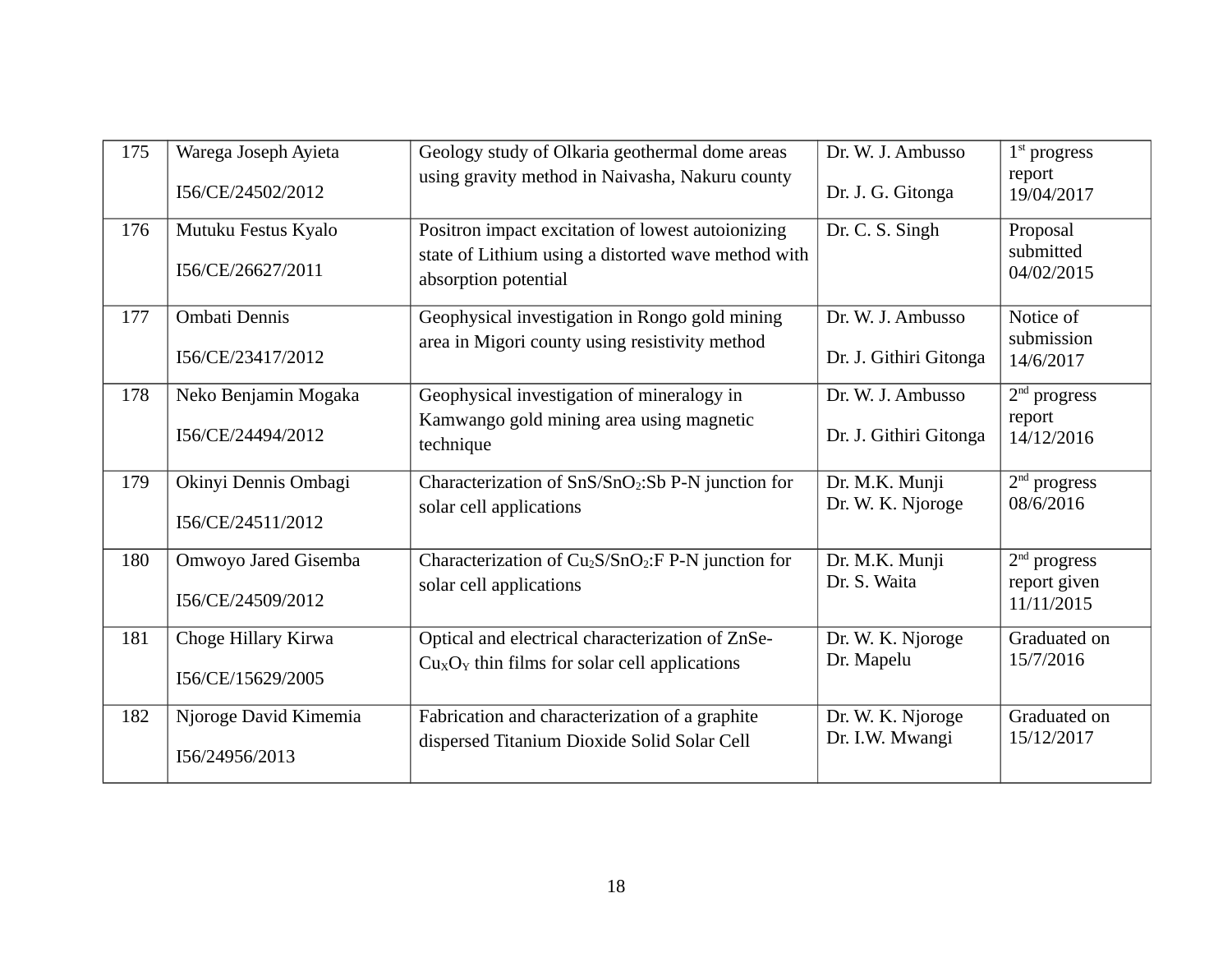| 175 | Warega Joseph Ayieta<br><br>I56/CE/24502/2012 | Geology study of Olkaria geothermal dome areas using gravity method in Naivasha, Nakuru county | Dr. W. J. Ambusso<br><br>Dr. J. G. Gitonga | 1st progress report 19/04/2017 |
|---|---|---|---|---|
| 176 | Mutuku Festus Kyalo<br><br>I56/CE/26627/2011 | Positron impact excitation of lowest autoionizing state of Lithium using a distorted wave method with absorption potential | Dr. C. S. Singh | Proposal submitted 04/02/2015 |
| 177 | Ombati Dennis<br><br>I56/CE/23417/2012 | Geophysical investigation in Rongo gold mining area in Migori county using resistivity method | Dr. W. J. Ambusso<br><br>Dr. J. Githiri Gitonga | Notice of submission 14/6/2017 |
| 178 | Neko Benjamin Mogaka<br><br>I56/CE/24494/2012 | Geophysical investigation of mineralogy in Kamwango gold mining area using magnetic technique | Dr. W. J. Ambusso<br><br>Dr. J. Githiri Gitonga | 2nd progress report 14/12/2016 |
| 179 | Okinyi Dennis Ombagi<br><br>I56/CE/24511/2012 | Characterization of $SnS/SnO_2$:Sb P-N junction for solar cell applications | Dr. M.K. Munji<br>Dr. W. K. Njoroge | 2nd progress 08/6/2016 |
| 180 | Omwoyo Jared Gisemba<br><br>I56/CE/24509/2012 | Characterization of $Cu_2S/SnO_2$:F P-N junction for solar cell applications | Dr. M.K. Munji<br>Dr. S. Waita | 2nd progress report given 11/11/2015 |
| 181 | Choge Hillary Kirwa<br><br>I56/CE/15629/2005 | Optical and electrical characterization of ZnSe-$Cu_XO_Y$ thin films for solar cell applications | Dr. W. K. Njoroge<br>Dr. Mapelu | Graduated on 15/7/2016 |
| 182 | Njoroge David Kimemia<br><br>I56/24956/2013 | Fabrication and characterization of a graphite dispersed Titanium Dioxide Solid Solar Cell | Dr. W. K. Njoroge<br>Dr. I.W. Mwangi | Graduated on 15/12/2017 |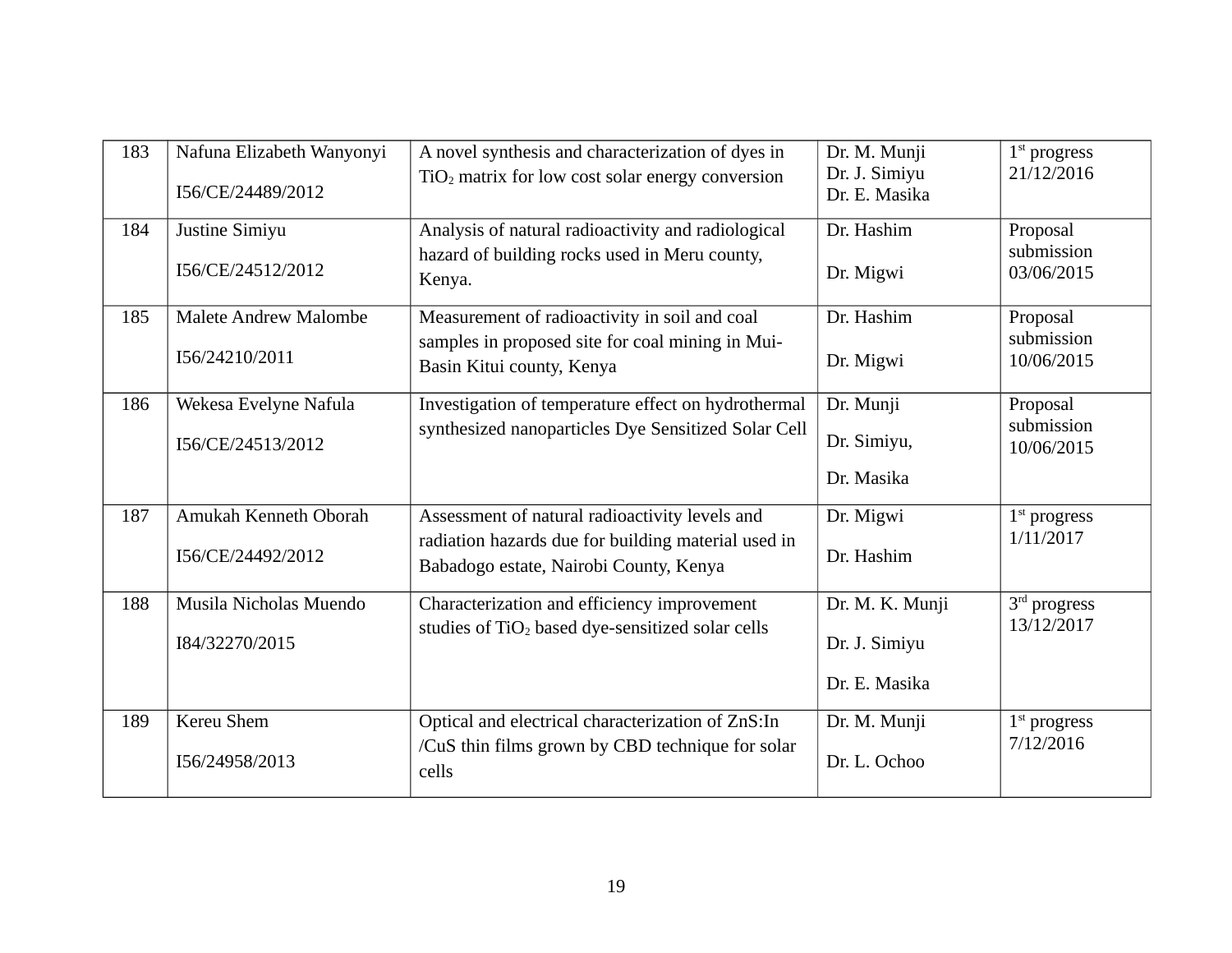| 183 | Nafuna Elizabeth Wanyonyi<br><br>I56/CE/24489/2012 | A novel synthesis and characterization of dyes in $TiO_2$ matrix for low cost solar energy conversion | Dr. M. Munji<br>Dr. J. Simiyu<br>Dr. E. Masika | 1st progress<br>21/12/2016 |
|---|---|---|---|---|
| 184 | Justine Simiyu<br><br>I56/CE/24512/2012 | Analysis of natural radioactivity and radiological hazard of building rocks used in Meru county, Kenya. | Dr. Hashim<br><br>Dr. Migwi | Proposal submission<br>03/06/2015 |
| 185 | Malete Andrew Malombe<br><br>I56/24210/2011 | Measurement of radioactivity in soil and coal samples in proposed site for coal mining in Mui-Basin Kitui county, Kenya | Dr. Hashim<br><br>Dr. Migwi | Proposal submission<br>10/06/2015 |
| 186 | Wekesa Evelyne Nafula<br><br>I56/CE/24513/2012 | Investigation of temperature effect on hydrothermal synthesized nanoparticles Dye Sensitized Solar Cell | Dr. Munji<br><br>Dr. Simiyu,<br><br>Dr. Masika | Proposal submission<br>10/06/2015 |
| 187 | Amukah Kenneth Oborah<br><br>I56/CE/24492/2012 | Assessment of natural radioactivity levels and radiation hazards due for building material used in Babadogo estate, Nairobi County, Kenya | Dr. Migwi<br><br>Dr. Hashim | 1st progress<br>1/11/2017 |
| 188 | Musila Nicholas Muendo<br><br>I84/32270/2015 | Characterization and efficiency improvement studies of $TiO_2$ based dye-sensitized solar cells | Dr. M. K. Munji<br><br>Dr. J. Simiyu<br><br>Dr. E. Masika | 3rd progress<br>13/12/2017 |
| 189 | Kereu Shem<br><br>I56/24958/2013 | Optical and electrical characterization of ZnS:In /CuS thin films grown by CBD technique for solar cells | Dr. M. Munji<br><br>Dr. L. Ochoo | 1st progress<br>7/12/2016 |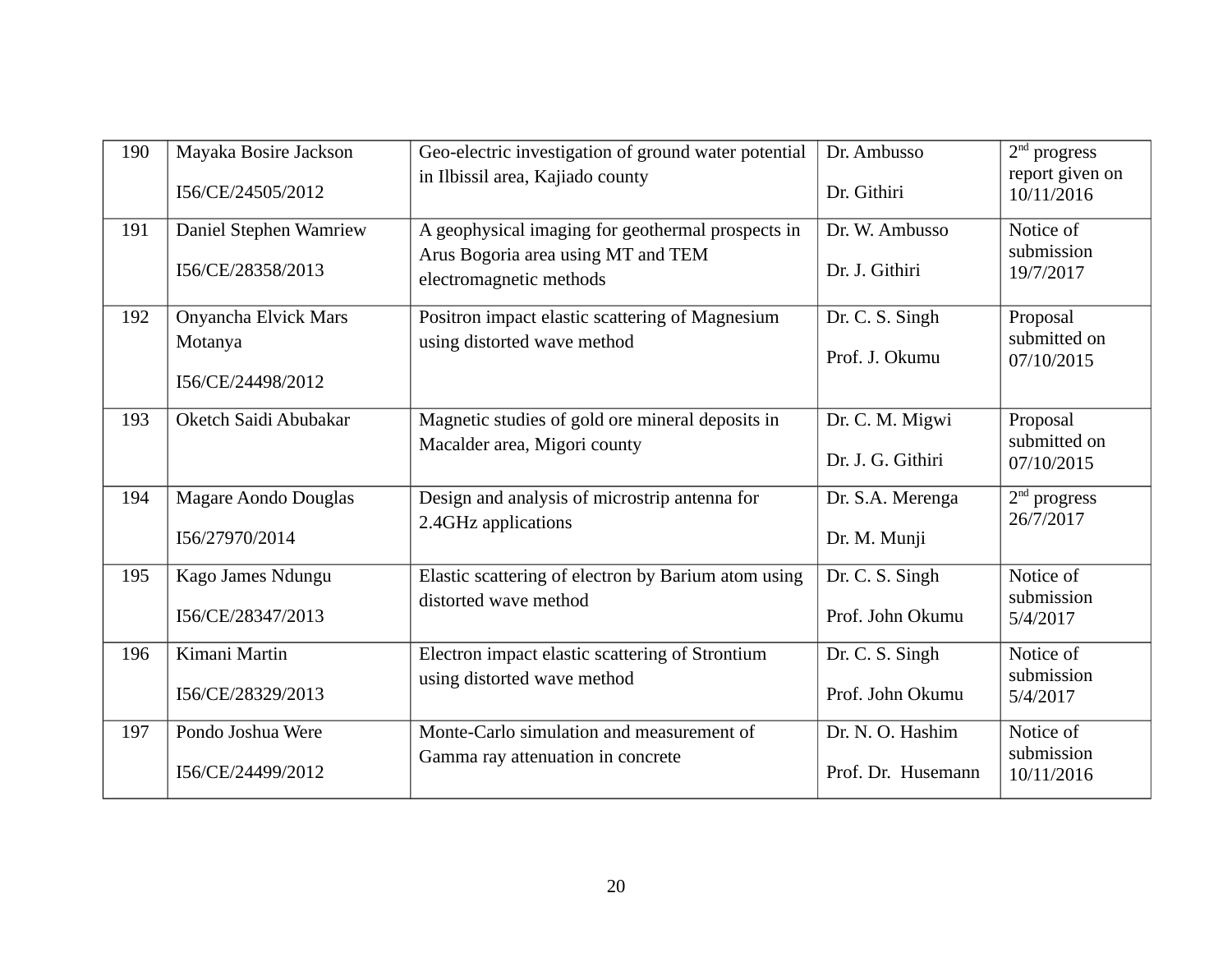| 190 | Mayaka Bosire Jackson<br><br>I56/CE/24505/2012 | Geo-electric investigation of ground water potential in Ilbissil area, Kajiado county | Dr. Ambusso<br><br>Dr. Githiri | 2nd progress report given on 10/11/2016 |
|---|---|---|---|---|
| 191 | Daniel Stephen Wamriew<br><br>I56/CE/28358/2013 | A geophysical imaging for geothermal prospects in Arus Bogoria area using MT and TEM electromagnetic methods | Dr. W. Ambusso<br><br>Dr. J. Githiri | Notice of submission 19/7/2017 |
| 192 | Onyancha Elvick Mars Motanya<br><br>I56/CE/24498/2012 | Positron impact elastic scattering of Magnesium using distorted wave method | Dr. C. S. Singh<br><br>Prof. J. Okumu | Proposal submitted on 07/10/2015 |
| 193 | Oketch Saidi Abubakar | Magnetic studies of gold ore mineral deposits in Macalder area, Migori county | Dr. C. M. Migwi<br><br>Dr. J. G. Githiri | Proposal submitted on 07/10/2015 |
| 194 | Magare Aondo Douglas<br><br>I56/27970/2014 | Design and analysis of microstrip antenna for 2.4GHz applications | Dr. S.A. Merenga<br><br>Dr. M. Munji | 2nd progress 26/7/2017 |
| 195 | Kago James Ndungu<br><br>I56/CE/28347/2013 | Elastic scattering of electron by Barium atom using distorted wave method | Dr. C. S. Singh<br><br>Prof. John Okumu | Notice of submission 5/4/2017 |
| 196 | Kimani Martin<br><br>I56/CE/28329/2013 | Electron impact elastic scattering of Strontium using distorted wave method | Dr. C. S. Singh<br><br>Prof. John Okumu | Notice of submission 5/4/2017 |
| 197 | Pondo Joshua Were<br><br>I56/CE/24499/2012 | Monte-Carlo simulation and measurement of Gamma ray attenuation in concrete | Dr. N. O. Hashim<br><br>Prof. Dr. Husemann | Notice of submission 10/11/2016 |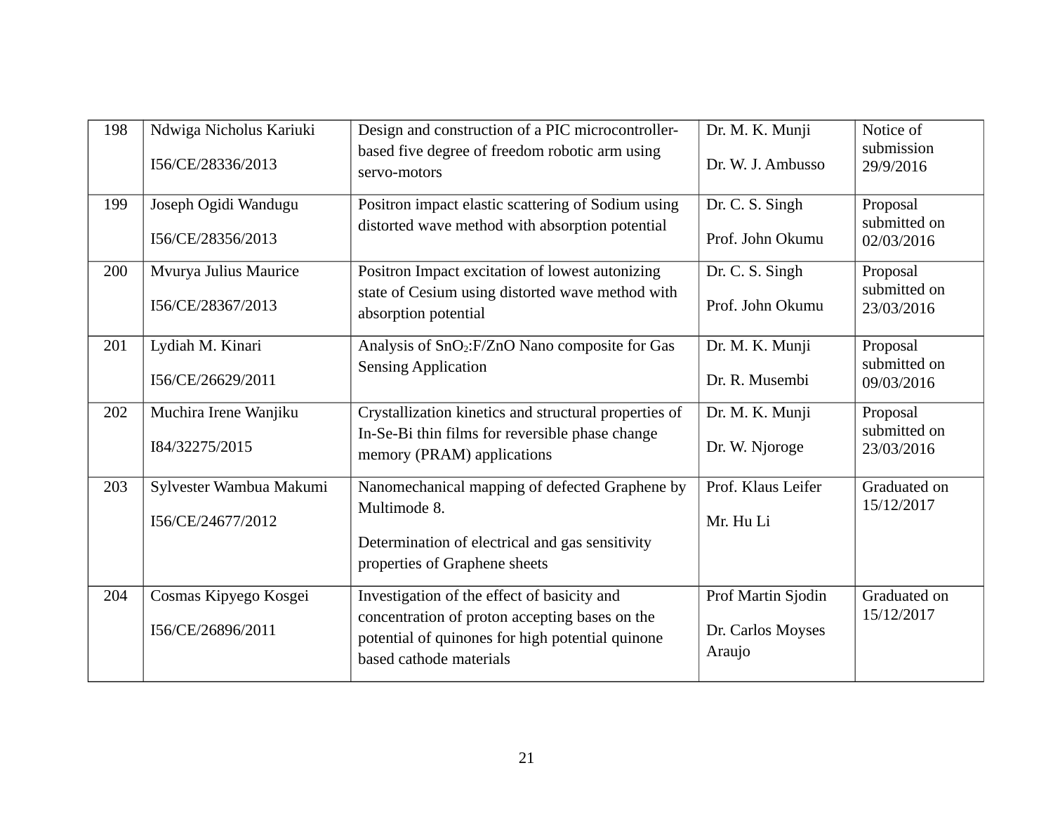| 198 | Ndwiga Nicholus Kariuki<br>I56/CE/28336/2013 | Design and construction of a PIC microcontroller-based five degree of freedom robotic arm using servo-motors | Dr. M. K. Munji<br>Dr. W. J. Ambusso | Notice of submission 29/9/2016 |
|---|---|---|---|---|
| 199 | Joseph Ogidi Wandugu<br>I56/CE/28356/2013 | Positron impact elastic scattering of Sodium using distorted wave method with absorption potential | Dr. C. S. Singh<br>Prof. John Okumu | Proposal submitted on 02/03/2016 |
| 200 | Mvurya Julius Maurice<br>I56/CE/28367/2013 | Positron Impact excitation of lowest autonizing state of Cesium using distorted wave method with absorption potential | Dr. C. S. Singh<br>Prof. John Okumu | Proposal submitted on 23/03/2016 |
| 201 | Lydiah M. Kinari<br>I56/CE/26629/2011 | Analysis of $SnO_2$:F/ZnO Nano composite for Gas Sensing Application | Dr. M. K. Munji<br>Dr. R. Musembi | Proposal submitted on 09/03/2016 |
| 202 | Muchira Irene Wanjiku<br>I84/32275/2015 | Crystallization kinetics and structural properties of In-Se-Bi thin films for reversible phase change memory (PRAM) applications | Dr. M. K. Munji<br>Dr. W. Njoroge | Proposal submitted on 23/03/2016 |
| 203 | Sylvester Wambua Makumi<br>I56/CE/24677/2012 | Nanomechanical mapping of defected Graphene by Multimode 8.<br>Determination of electrical and gas sensitivity properties of Graphene sheets | Prof. Klaus Leifer<br>Mr. Hu Li | Graduated on 15/12/2017 |
| 204 | Cosmas Kipyego Kosgei<br>I56/CE/26896/2011 | Investigation of the effect of basicity and concentration of proton accepting bases on the potential of quinones for high potential quinone based cathode materials | Prof Martin Sjodin<br>Dr. Carlos Moyses Araujo | Graduated on 15/12/2017 |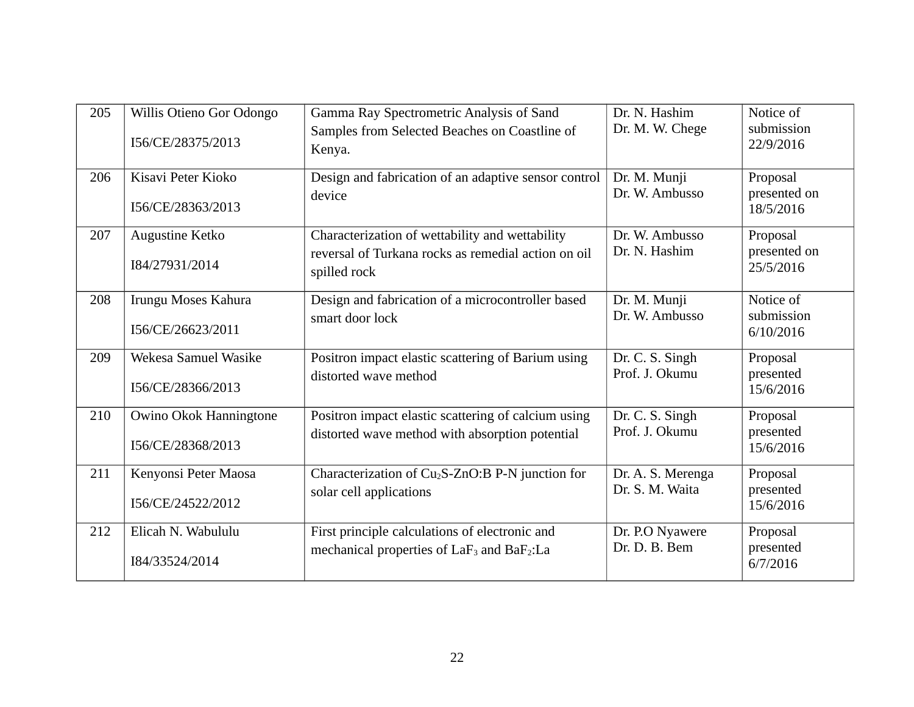| 205 | Willis Otieno Gor Odongo<br><br>I56/CE/28375/2013 | Gamma Ray Spectrometric Analysis of Sand Samples from Selected Beaches on Coastline of Kenya. | Dr. N. Hashim<br>Dr. M. W. Chege | Notice of submission 22/9/2016 |
|---|---|---|---|---|
| 206 | Kisavi Peter Kioko<br><br>I56/CE/28363/2013 | Design and fabrication of an adaptive sensor control device | Dr. M. Munji<br>Dr. W. Ambusso | Proposal presented on 18/5/2016 |
| 207 | Augustine Ketko<br><br>I84/27931/2014 | Characterization of wettability and wettability reversal of Turkana rocks as remedial action on oil spilled rock | Dr. W. Ambusso<br>Dr. N. Hashim | Proposal presented on 25/5/2016 |
| 208 | Irungu Moses Kahura<br><br>I56/CE/26623/2011 | Design and fabrication of a microcontroller based smart door lock | Dr. M. Munji<br>Dr. W. Ambusso | Notice of submission 6/10/2016 |
| 209 | Wekesa Samuel Wasike<br><br>I56/CE/28366/2013 | Positron impact elastic scattering of Barium using distorted wave method | Dr. C. S. Singh<br>Prof. J. Okumu | Proposal presented 15/6/2016 |
| 210 | Owino Okok Hanningtone<br><br>I56/CE/28368/2013 | Positron impact elastic scattering of calcium using distorted wave method with absorption potential | Dr. C. S. Singh<br>Prof. J. Okumu | Proposal presented 15/6/2016 |
| 211 | Kenyonsi Peter Maosa<br><br>I56/CE/24522/2012 | Characterization of $Cu_2S$-ZnO:B P-N junction for solar cell applications | Dr. A. S. Merenga<br>Dr. S. M. Waita | Proposal presented 15/6/2016 |
| 212 | Elicah N. Wabululu<br><br>I84/33524/2014 | First principle calculations of electronic and mechanical properties of $LaF_3$ and $BaF_2$:La | Dr. P.O Nyawere<br>Dr. D. B. Bem | Proposal presented 6/7/2016 |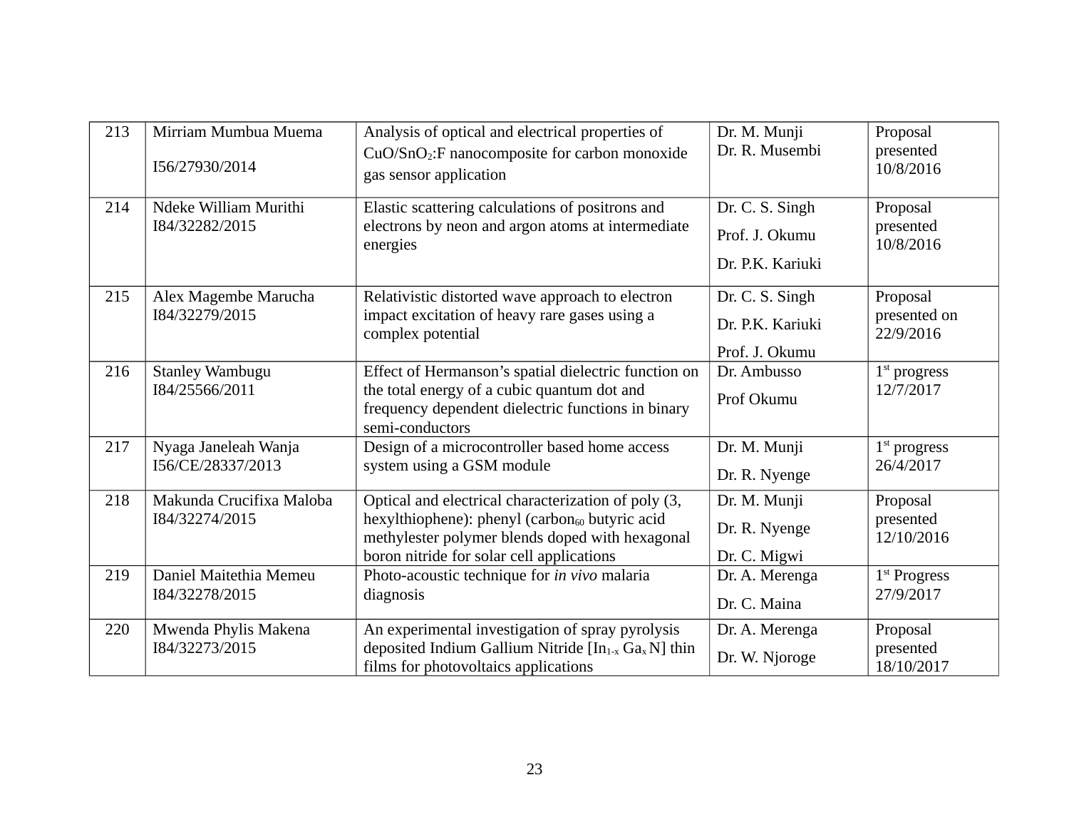| 213 | Mirriam Mumbua Muema<br>I56/27930/2014 | Analysis of optical and electrical properties of $CuO/SnO_2$:F nanocomposite for carbon monoxide gas sensor application | Dr. M. Munji<br>Dr. R. Musembi | Proposal presented 10/8/2016 |
|---|---|---|---|---|
| 214 | Ndeke William Murithi<br>I84/32282/2015 | Elastic scattering calculations of positrons and electrons by neon and argon atoms at intermediate energies | Dr. C. S. Singh<br>Prof. J. Okumu<br>Dr. P.K. Kariuki | Proposal presented 10/8/2016 |
| 215 | Alex Magembe Marucha<br>I84/32279/2015 | Relativistic distorted wave approach to electron impact excitation of heavy rare gases using a complex potential | Dr. C. S. Singh<br>Dr. P.K. Kariuki<br>Prof. J. Okumu | Proposal presented on 22/9/2016 |
| 216 | Stanley Wambugu<br>I84/25566/2011 | Effect of Hermanson's spatial dielectric function on the total energy of a cubic quantum dot and frequency dependent dielectric functions in binary semi-conductors | Dr. Ambusso<br>Prof Okumu | 1st progress 12/7/2017 |
| 217 | Nyaga Janeleah Wanja<br>I56/CE/28337/2013 | Design of a microcontroller based home access system using a GSM module | Dr. M. Munji<br>Dr. R. Nyenge | 1st progress 26/4/2017 |
| 218 | Makunda Crucifixa Maloba<br>I84/32274/2015 | Optical and electrical characterization of poly (3, hexylthiophene): phenyl (carbon$_{60}$ butyric acid methylester polymer blends doped with hexagonal boron nitride for solar cell applications | Dr. M. Munji<br>Dr. R. Nyenge<br>Dr. C. Migwi | Proposal presented 12/10/2016 |
| 219 | Daniel Maitethia Memeu<br>I84/32278/2015 | Photo-acoustic technique for *in vivo* malaria diagnosis | Dr. A. Merenga<br>Dr. C. Maina | 1st Progress 27/9/2017 |
| 220 | Mwenda Phylis Makena<br>I84/32273/2015 | An experimental investigation of spray pyrolysis deposited Indium Gallium Nitride [$In_{1-x}$ $Ga_x$ N] thin films for photovoltaics applications | Dr. A. Merenga<br>Dr. W. Njoroge | Proposal presented 18/10/2017 |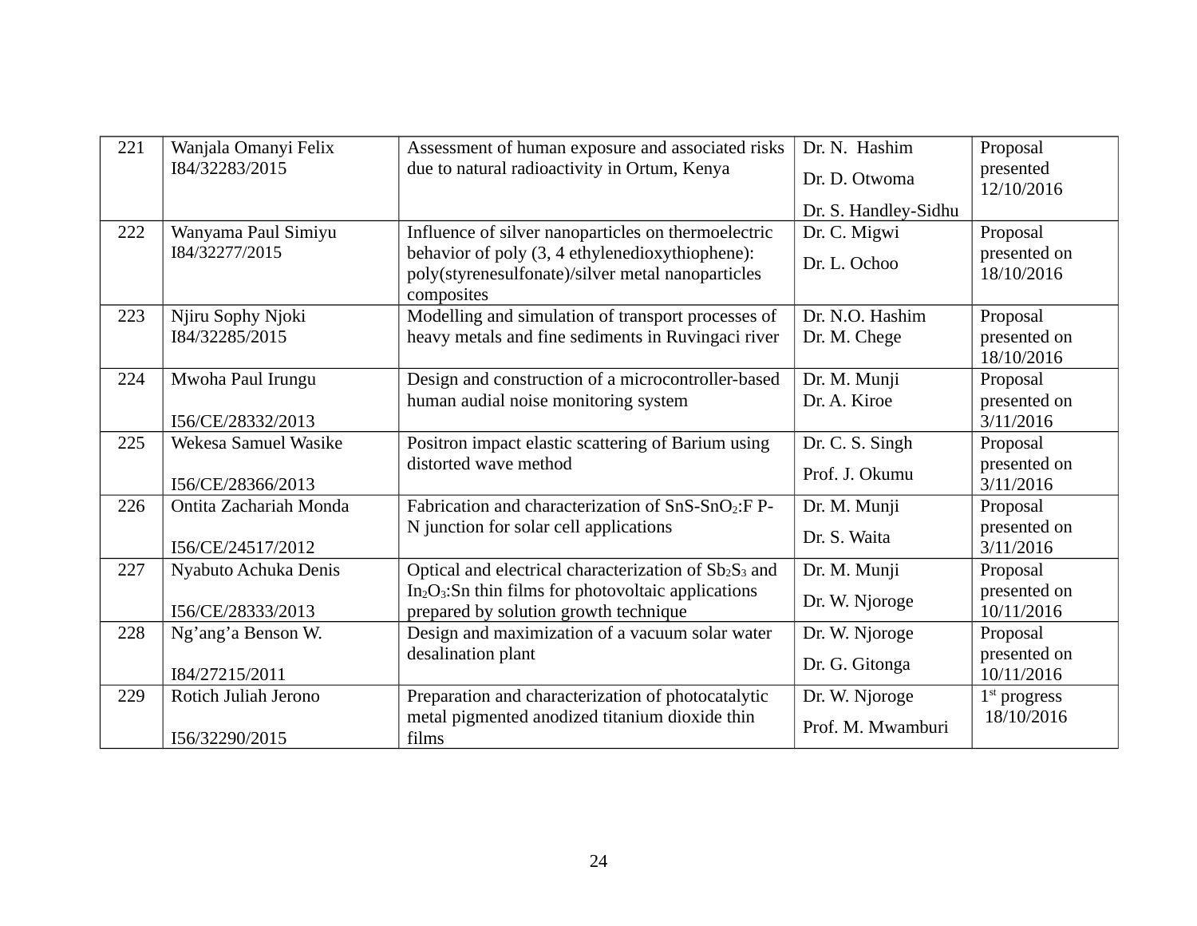| 221 | Wanjala Omanyi Felix I84/32283/2015 | Assessment of human exposure and associated risks due to natural radioactivity in Ortum, Kenya | Dr. N. Hashim<br>Dr. D. Otwoma<br>Dr. S. Handley-Sidhu | Proposal presented 12/10/2016 |
|---|---|---|---|---|
| 222 | Wanyama Paul Simiyu I84/32277/2015 | Influence of silver nanoparticles on thermoelectric behavior of poly (3, 4 ethylenedioxythiophene): poly(styrenesulfonate)/silver metal nanoparticles composites | Dr. C. Migwi<br>Dr. L. Ochoo | Proposal presented on 18/10/2016 |
| 223 | Njiru Sophy Njoki I84/32285/2015 | Modelling and simulation of transport processes of heavy metals and fine sediments in Ruvingaci river | Dr. N.O. Hashim<br>Dr. M. Chege | Proposal presented on 18/10/2016 |
| 224 | Mwoha Paul Irungu<br>I56/CE/28332/2013 | Design and construction of a microcontroller-based human audial noise monitoring system | Dr. M. Munji<br>Dr. A. Kiroe | Proposal presented on 3/11/2016 |
| 225 | Wekesa Samuel Wasike<br>I56/CE/28366/2013 | Positron impact elastic scattering of Barium using distorted wave method | Dr. C. S. Singh<br>Prof. J. Okumu | Proposal presented on 3/11/2016 |
| 226 | Ontita Zachariah Monda<br>I56/CE/24517/2012 | Fabrication and characterization of SnS-$SnO_2$:F P-N junction for solar cell applications | Dr. M. Munji<br>Dr. S. Waita | Proposal presented on 3/11/2016 |
| 227 | Nyabuto Achuka Denis<br>I56/CE/28333/2013 | Optical and electrical characterization of $Sb_2S_3$ and $In_2O_3$:Sn thin films for photovoltaic applications prepared by solution growth technique | Dr. M. Munji<br>Dr. W. Njoroge | Proposal presented on 10/11/2016 |
| 228 | Ng'ang'a Benson W.<br>I84/27215/2011 | Design and maximization of a vacuum solar water desalination plant | Dr. W. Njoroge<br>Dr. G. Gitonga | Proposal presented on 10/11/2016 |
| 229 | Rotich Juliah Jerono<br>I56/32290/2015 | Preparation and characterization of photocatalytic metal pigmented anodized titanium dioxide thin films | Dr. W. Njoroge<br>Prof. M. Mwamburi | 1st progress 18/10/2016 |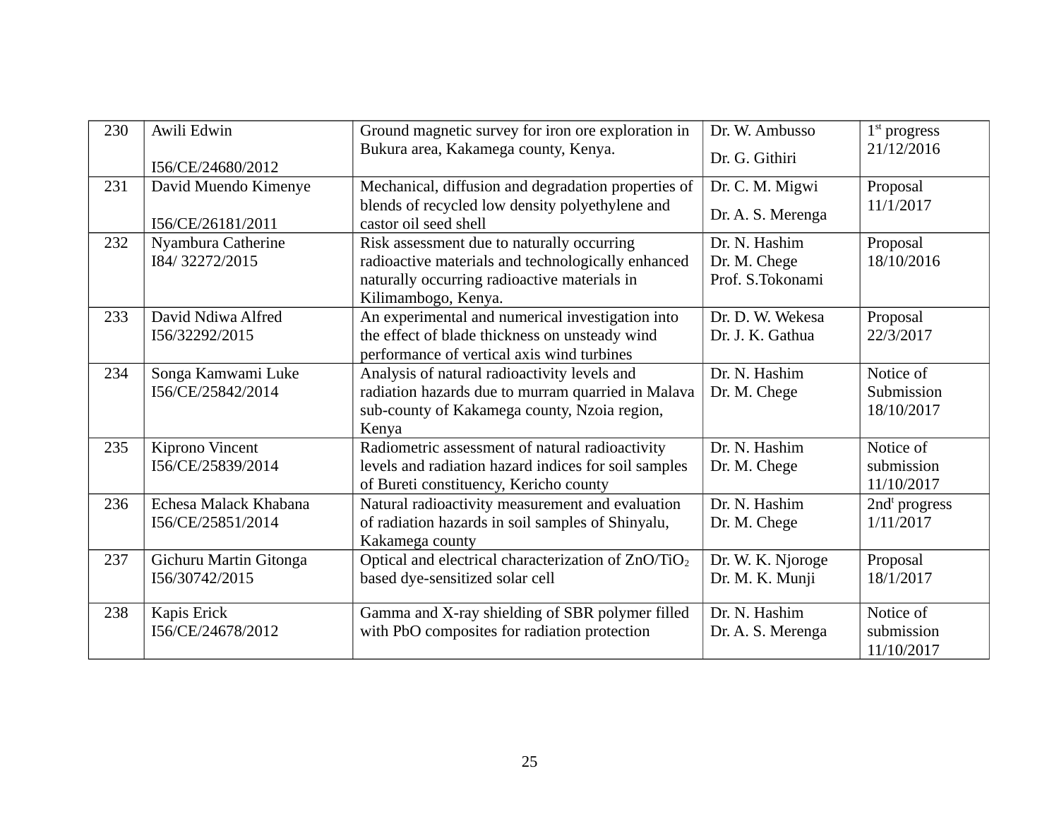| 230 | Awili Edwin<br><br>I56/CE/24680/2012 | Ground magnetic survey for iron ore exploration in Bukura area, Kakamega county, Kenya. | Dr. W. Ambusso<br>Dr. G. Githiri | 1st progress 21/12/2016 |
|---|---|---|---|---|
| 231 | David Muendo Kimenye<br><br>I56/CE/26181/2011 | Mechanical, diffusion and degradation properties of blends of recycled low density polyethylene and castor oil seed shell | Dr. C. M. Migwi<br>Dr. A. S. Merenga | Proposal 11/1/2017 |
| 232 | Nyambura Catherine<br>I84/ 32272/2015 | Risk assessment due to naturally occurring radioactive materials and technologically enhanced naturally occurring radioactive materials in Kilimambogo, Kenya. | Dr. N. Hashim<br>Dr. M. Chege<br>Prof. S.Tokonami | Proposal 18/10/2016 |
| 233 | David Ndiwa Alfred<br>I56/32292/2015 | An experimental and numerical investigation into the effect of blade thickness on unsteady wind performance of vertical axis wind turbines | Dr. D. W. Wekesa<br>Dr. J. K. Gathua | Proposal 22/3/2017 |
| 234 | Songa Kamwami Luke<br>I56/CE/25842/2014 | Analysis of natural radioactivity levels and radiation hazards due to murram quarried in Malava sub-county of Kakamega county, Nzoia region, Kenya | Dr. N. Hashim<br>Dr. M. Chege | Notice of Submission 18/10/2017 |
| 235 | Kiprono Vincent<br>I56/CE/25839/2014 | Radiometric assessment of natural radioactivity levels and radiation hazard indices for soil samples of Bureti constituency, Kericho county | Dr. N. Hashim<br>Dr. M. Chege | Notice of submission 11/10/2017 |
| 236 | Echesa Malack Khabana<br>I56/CE/25851/2014 | Natural radioactivity measurement and evaluation of radiation hazards in soil samples of Shinyalu, Kakamega county | Dr. N. Hashim<br>Dr. M. Chege | 2ndt progress 1/11/2017 |
| 237 | Gichuru Martin Gitonga<br>I56/30742/2015 | Optical and electrical characterization of $ZnO/TiO_2$ based dye-sensitized solar cell | Dr. W. K. Njoroge<br>Dr. M. K. Munji | Proposal 18/1/2017 |
| 238 | Kapis Erick<br>I56/CE/24678/2012 | Gamma and X-ray shielding of SBR polymer filled with PbO composites for radiation protection | Dr. N. Hashim<br>Dr. A. S. Merenga | Notice of submission 11/10/2017 |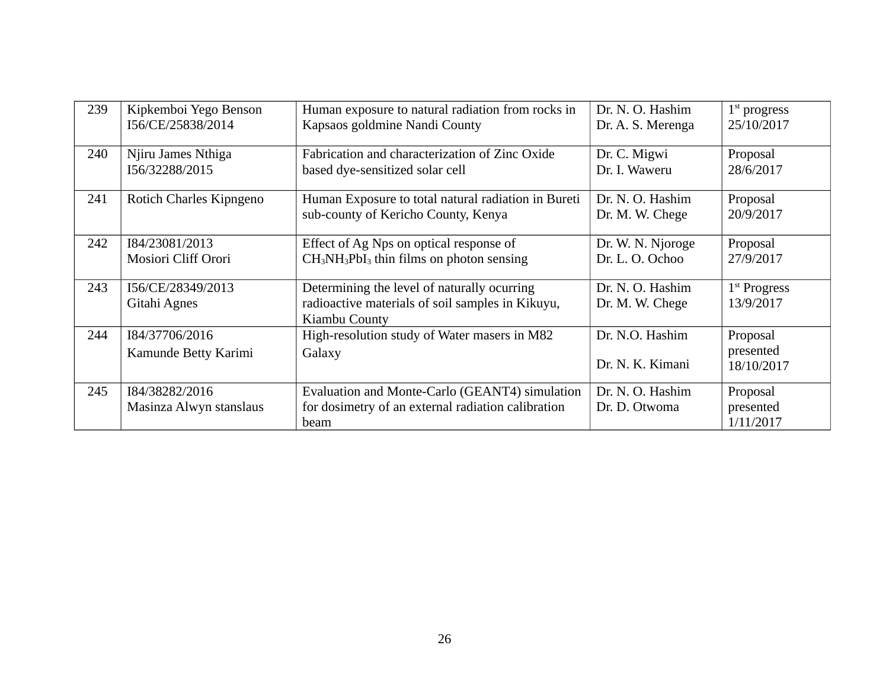| | | | | |
|---|---|---|---|---|
| 239 | Kipkemboi Yego Benson I56/CE/25838/2014 | Human exposure to natural radiation from rocks in Kapsaos goldmine Nandi County | Dr. N. O. Hashim Dr. A. S. Merenga | 1st progress 25/10/2017 |
| 240 | Njiru James Nthiga I56/32288/2015 | Fabrication and characterization of Zinc Oxide based dye-sensitized solar cell | Dr. C. Migwi Dr. I. Waweru | Proposal 28/6/2017 |
| 241 | Rotich Charles Kipngeno | Human Exposure to total natural radiation in Bureti sub-county of Kericho County, Kenya | Dr. N. O. Hashim Dr. M. W. Chege | Proposal 20/9/2017 |
| 242 | I84/23081/2013 Mosiori Cliff Orori | Effect of Ag Nps on optical response of $CH_3NH_3PbI_3$ thin films on photon sensing | Dr. W. N. Njoroge Dr. L. O. Ochoo | Proposal 27/9/2017 |
| 243 | I56/CE/28349/2013 Gitahi Agnes | Determining the level of naturally ocurring radioactive materials of soil samples in Kikuyu, Kiambu County | Dr. N. O. Hashim Dr. M. W. Chege | 1st Progress 13/9/2017 |
| 244 | I84/37706/2016 Kamunde Betty Karimi | High-resolution study of Water masers in M82 Galaxy | Dr. N.O. Hashim Dr. N. K. Kimani | Proposal presented 18/10/2017 |
| 245 | I84/38282/2016 Masinza Alwyn stanslaus | Evaluation and Monte-Carlo (GEANT4) simulation for dosimetry of an external radiation calibration beam | Dr. N. O. Hashim Dr. D. Otwoma | Proposal presented 1/11/2017 |